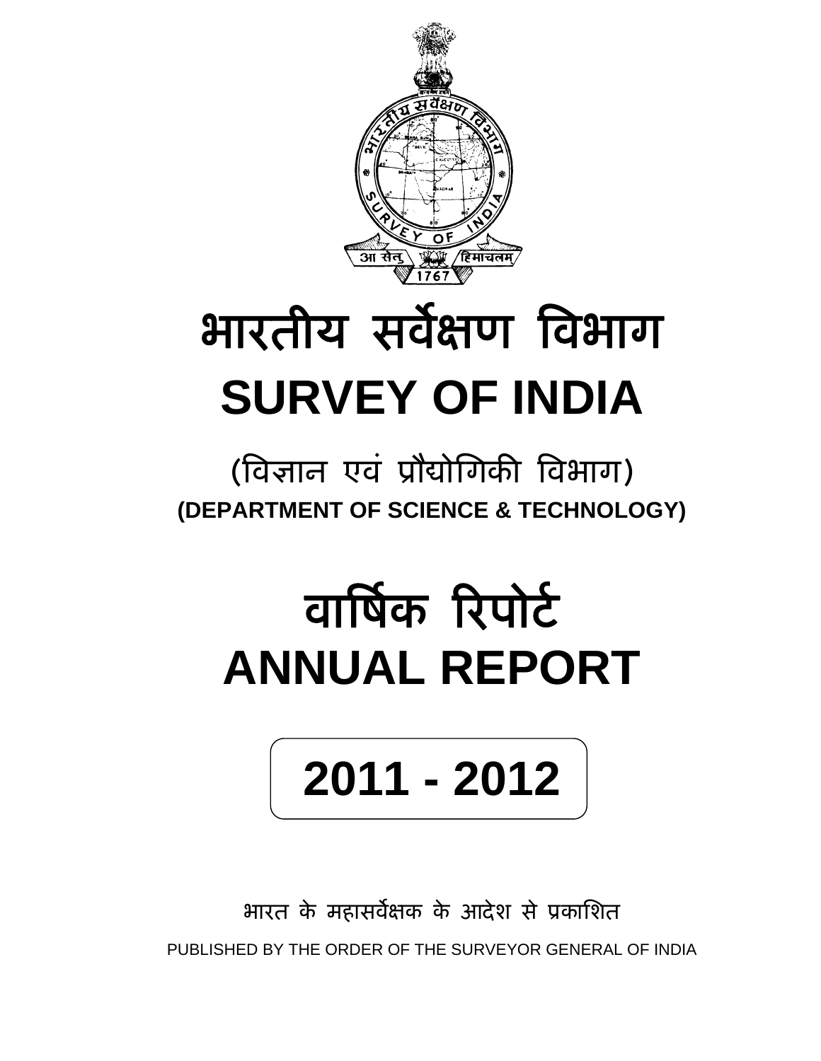# भारतीय सर्वेक्षण विभाग

# SURVEY OF INDIA

(विज्ञान एवं प्रौद्योगिकी विभाग)

**(DEPARTMENT OF SCIENCE & TECHNOLOGY)**

# वार्षिक रिपोर्ट

# ANNUAL REPORT

# 2011 - 2012

भारत के महासर्वेक्षक के आदेश से प्रकाशित

PUBLISHED BY THE ORDER OF THE SURVEYOR GENERAL OF INDIA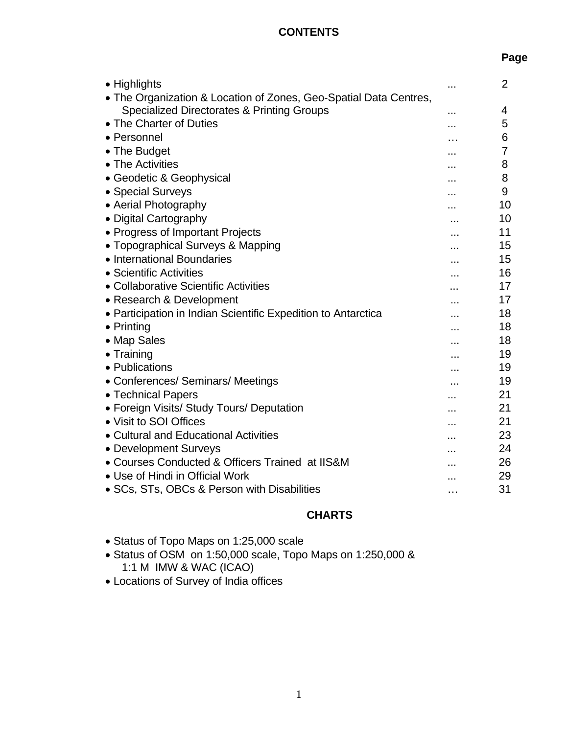# CONTENTS

| | | Page |
|---|---|---|
| • Highlights | ... | 2 |
| • The Organization & Location of Zones, Geo-Spatial Data Centres, Specialized Directorates & Printing Groups | ... | 4 |
| • The Charter of Duties | ... | 5 |
| • Personnel | … | 6 |
| • The Budget | ... | 7 |
| • The Activities | ... | 8 |
| • Geodetic & Geophysical | ... | 8 |
| • Special Surveys | ... | 9 |
| • Aerial Photography | ... | 10 |
| • Digital Cartography | ... | 10 |
| • Progress of Important Projects | ... | 11 |
| • Topographical Surveys & Mapping | ... | 15 |
| • International Boundaries | ... | 15 |
| • Scientific Activities | ... | 16 |
| • Collaborative Scientific Activities | ... | 17 |
| • Research & Development | ... | 17 |
| • Participation in Indian Scientific Expedition to Antarctica | ... | 18 |
| • Printing | ... | 18 |
| • Map Sales | ... | 18 |
| • Training | ... | 19 |
| • Publications | ... | 19 |
| • Conferences/ Seminars/ Meetings | ... | 19 |
| • Technical Papers | ... | 21 |
| • Foreign Visits/ Study Tours/ Deputation | ... | 21 |
| • Visit to SOI Offices | ... | 21 |
| • Cultural and Educational Activities | ... | 23 |
| • Development Surveys | ... | 24 |
| • Courses Conducted & Officers Trained at IIS&M | ... | 26 |
| • Use of Hindi in Official Work | ... | 29 |
| • SCs, STs, OBCs & Person with Disabilities | … | 31 |

## CHARTS

- Status of Topo Maps on 1:25,000 scale
- Status of OSM on 1:50,000 scale, Topo Maps on 1:250,000 & 1:1 M IMW & WAC (ICAO)
- Locations of Survey of India offices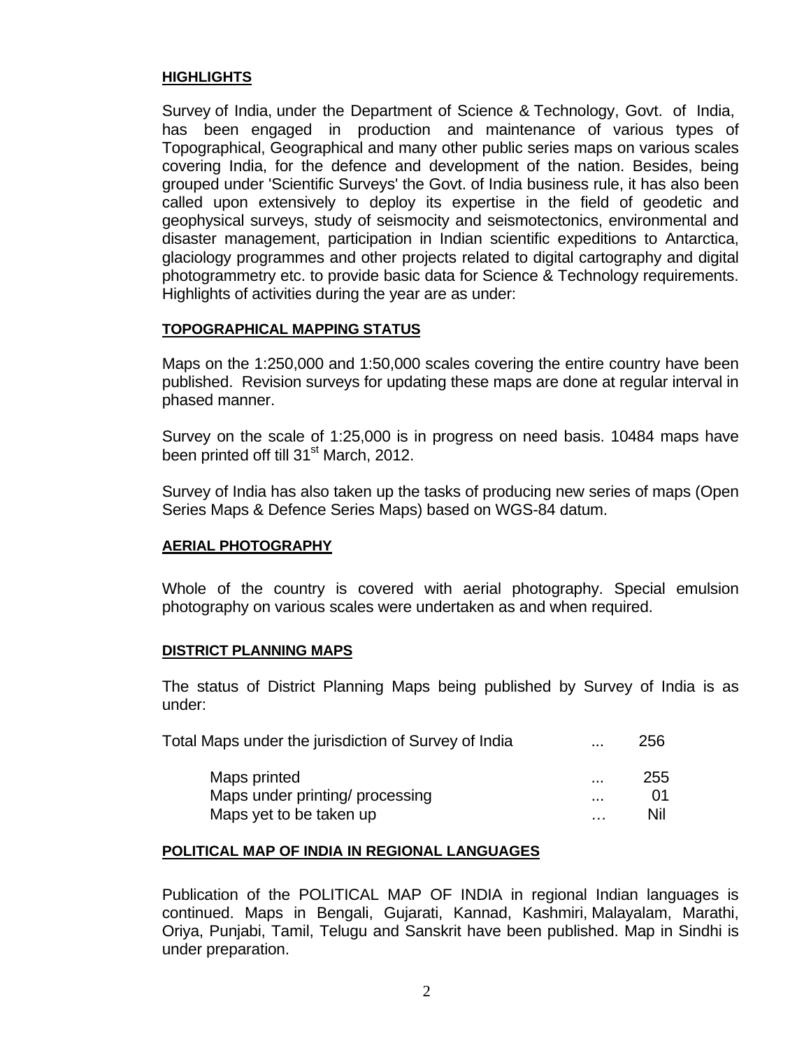## HIGHLIGHTS

Survey of India, under the Department of Science & Technology, Govt. of India, has been engaged in production and maintenance of various types of Topographical, Geographical and many other public series maps on various scales covering India, for the defence and development of the nation. Besides, being grouped under 'Scientific Surveys' the Govt. of India business rule, it has also been called upon extensively to deploy its expertise in the field of geodetic and geophysical surveys, study of seismocity and seismotectonics, environmental and disaster management, participation in Indian scientific expeditions to Antarctica, glaciology programmes and other projects related to digital cartography and digital photogrammetry etc. to provide basic data for Science & Technology requirements. Highlights of activities during the year are as under:

## TOPOGRAPHICAL MAPPING STATUS

Maps on the 1:250,000 and 1:50,000 scales covering the entire country have been published. Revision surveys for updating these maps are done at regular interval in phased manner.

Survey on the scale of 1:25,000 is in progress on need basis. 10484 maps have been printed off till 31st March, 2012.

Survey of India has also taken up the tasks of producing new series of maps (Open Series Maps & Defence Series Maps) based on WGS-84 datum.

## AERIAL PHOTOGRAPHY

Whole of the country is covered with aerial photography. Special emulsion photography on various scales were undertaken as and when required.

## DISTRICT PLANNING MAPS

The status of District Planning Maps being published by Survey of India is as under:

| | | |
|---|---|---|
| Total Maps under the jurisdiction of Survey of India | ... | 256 |
| Maps printed | ... | 255 |
| Maps under printing/ processing | ... | 01 |
| Maps yet to be taken up | … | Nil |

## POLITICAL MAP OF INDIA IN REGIONAL LANGUAGES

Publication of the POLITICAL MAP OF INDIA in regional Indian languages is continued. Maps in Bengali, Gujarati, Kannad, Kashmiri, Malayalam, Marathi, Oriya, Punjabi, Tamil, Telugu and Sanskrit have been published. Map in Sindhi is under preparation.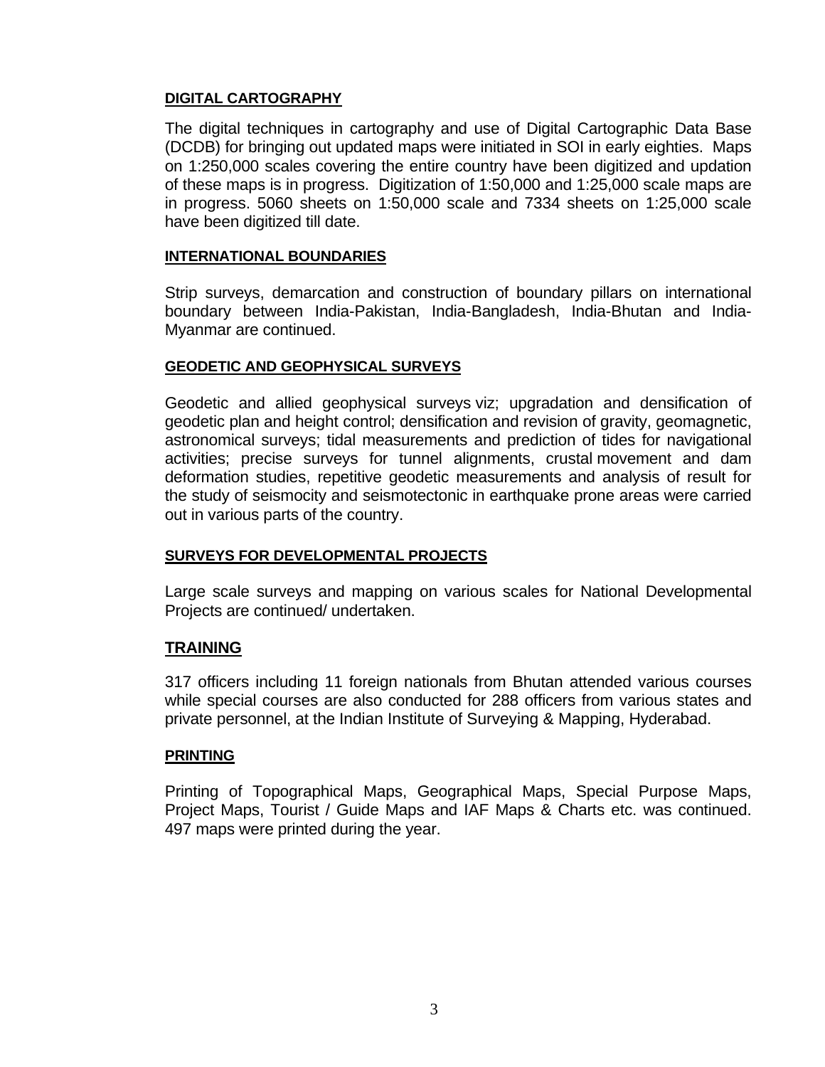## DIGITAL CARTOGRAPHY

The digital techniques in cartography and use of Digital Cartographic Data Base (DCDB) for bringing out updated maps were initiated in SOI in early eighties. Maps on 1:250,000 scales covering the entire country have been digitized and updation of these maps is in progress. Digitization of 1:50,000 and 1:25,000 scale maps are in progress. 5060 sheets on 1:50,000 scale and 7334 sheets on 1:25,000 scale have been digitized till date.

## INTERNATIONAL BOUNDARIES

Strip surveys, demarcation and construction of boundary pillars on international boundary between India-Pakistan, India-Bangladesh, India-Bhutan and India-Myanmar are continued.

## GEODETIC AND GEOPHYSICAL SURVEYS

Geodetic and allied geophysical surveys viz; upgradation and densification of geodetic plan and height control; densification and revision of gravity, geomagnetic, astronomical surveys; tidal measurements and prediction of tides for navigational activities; precise surveys for tunnel alignments, crustal movement and dam deformation studies, repetitive geodetic measurements and analysis of result for the study of seismocity and seismotectonic in earthquake prone areas were carried out in various parts of the country.

## SURVEYS FOR DEVELOPMENTAL PROJECTS

Large scale surveys and mapping on various scales for National Developmental Projects are continued/ undertaken.

## TRAINING

317 officers including 11 foreign nationals from Bhutan attended various courses while special courses are also conducted for 288 officers from various states and private personnel, at the Indian Institute of Surveying & Mapping, Hyderabad.

## PRINTING

Printing of Topographical Maps, Geographical Maps, Special Purpose Maps, Project Maps, Tourist / Guide Maps and IAF Maps & Charts etc. was continued. 497 maps were printed during the year.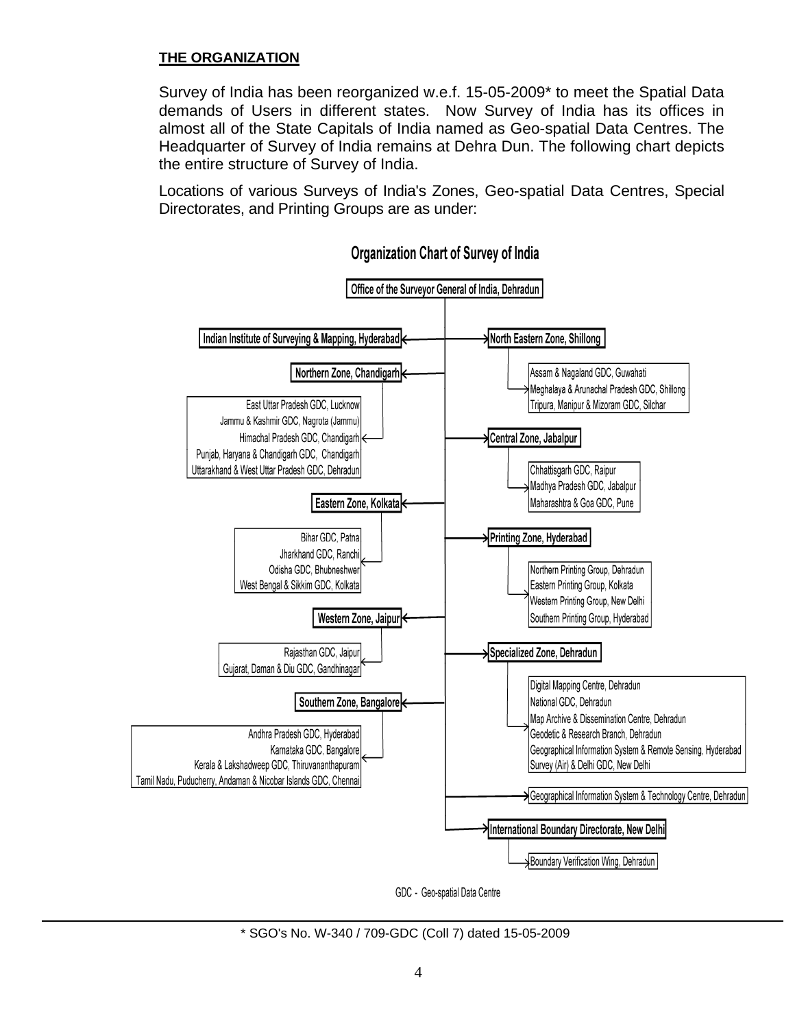## THE ORGANIZATION

Survey of India has been reorganized w.e.f. 15-05-2009* to meet the Spatial Data demands of Users in different states. Now Survey of India has its offices in almost all of the State Capitals of India named as Geo-spatial Data Centres. The Headquarter of Survey of India remains at Dehra Dun. The following chart depicts the entire structure of Survey of India.

Locations of various Surveys of India's Zones, Geo-spatial Data Centres, Special Directorates, and Printing Groups are as under:

### Organization Chart of Survey of India

**Office of the Surveyor General of India, Dehradun**

- **Indian Institute of Surveying & Mapping, Hyderabad**
- **Northern Zone, Chandigarh**
  - East Uttar Pradesh GDC, Lucknow
  - Jammu & Kashmir GDC, Nagrota (Jammu)
  - Himachal Pradesh GDC, Chandigarh
  - Punjab, Haryana & Chandigarh GDC, Chandigarh
  - Uttarakhand & West Uttar Pradesh GDC, Dehradun
- **Eastern Zone, Kolkata**
  - Bihar GDC, Patna
  - Jharkhand GDC, Ranchi
  - Odisha GDC, Bhubneshwer
  - West Bengal & Sikkim GDC, Kolkata
- **Western Zone, Jaipur**
  - Rajasthan GDC, Jaipur
  - Gujarat, Daman & Diu GDC, Gandhinagar
- **Southern Zone, Bangalore**
  - Andhra Pradesh GDC, Hyderabad
  - Karnataka GDC, Bangalore
  - Kerala & Lakshadweep GDC, Thiruvananthapuram
  - Tamil Nadu, Puducherry, Andaman & Nicobar Islands GDC, Chennai
- **North Eastern Zone, Shillong**
  - Assam & Nagaland GDC, Guwahati
  - Meghalaya & Arunachal Pradesh GDC, Shillong
  - Tripura, Manipur & Mizoram GDC, Silchar
- **Central Zone, Jabalpur**
  - Chhattisgarh GDC, Raipur
  - Madhya Pradesh GDC, Jabalpur
  - Maharashtra & Goa GDC, Pune
- **Printing Zone, Hyderabad**
  - Northern Printing Group, Dehradun
  - Eastern Printing Group, Kolkata
  - Western Printing Group, New Delhi
  - Southern Printing Group, Hyderabad
- **Specialized Zone, Dehradun**
  - Digital Mapping Centre, Dehradun
  - National GDC, Dehradun
  - Map Archive & Dissemination Centre, Dehradun
  - Geodetic & Research Branch, Dehradun
  - Geographical Information System & Remote Sensing, Hyderabad
  - Survey (Air) & Delhi GDC, New Delhi
- Geographical Information System & Technology Centre, Dehradun
- **International Boundary Directorate, New Delhi**
  - Boundary Verification Wing, Dehradun

GDC - Geo-spatial Data Centre

---

* SGO's No. W-340 / 709-GDC (Coll 7) dated 15-05-2009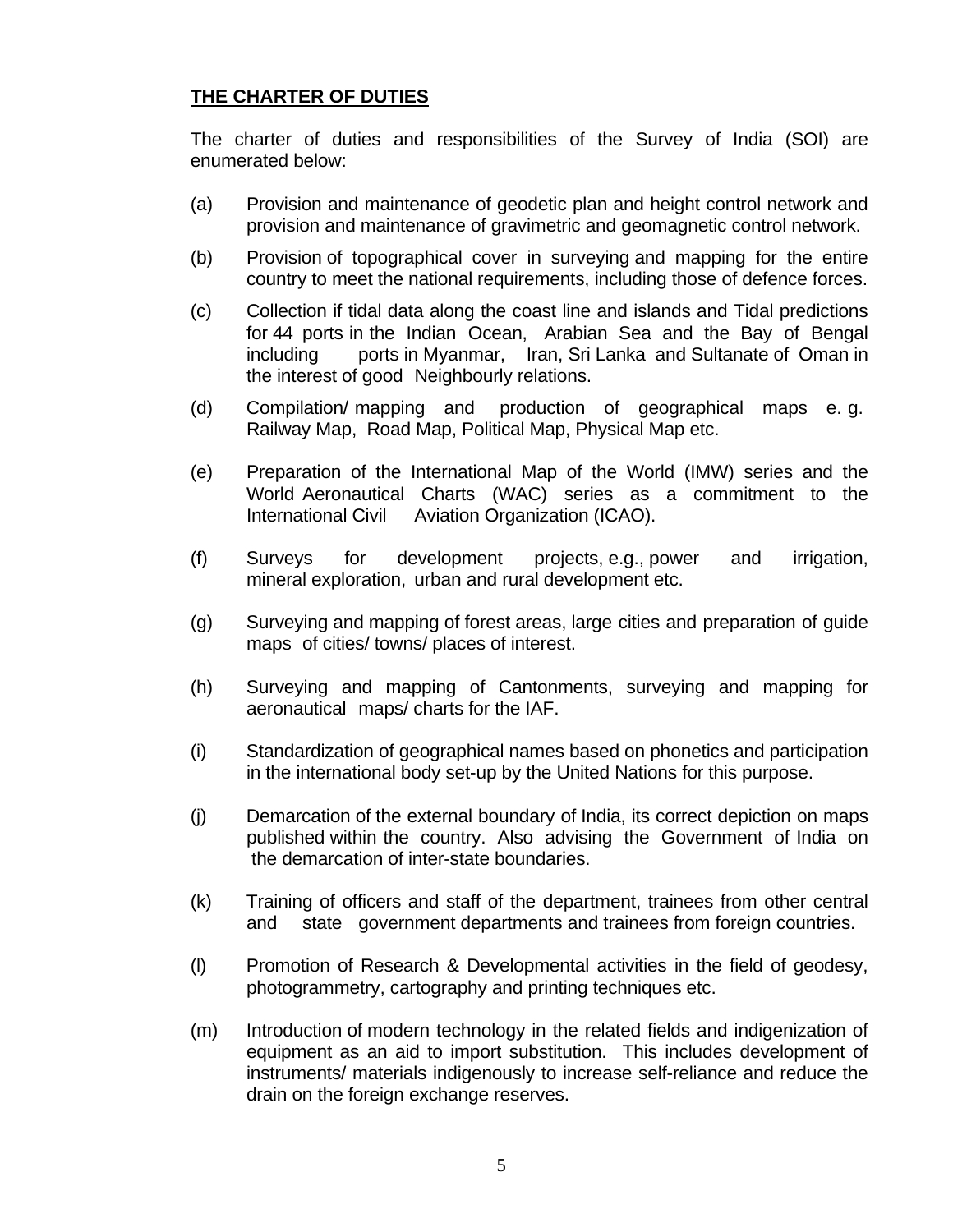**THE CHARTER OF DUTIES**

The charter of duties and responsibilities of the Survey of India (SOI) are enumerated below:

(a) Provision and maintenance of geodetic plan and height control network and provision and maintenance of gravimetric and geomagnetic control network.

(b) Provision of topographical cover in surveying and mapping for the entire country to meet the national requirements, including those of defence forces.

(c) Collection if tidal data along the coast line and islands and Tidal predictions for 44 ports in the Indian Ocean, Arabian Sea and the Bay of Bengal including ports in Myanmar, Iran, Sri Lanka and Sultanate of Oman in the interest of good Neighbourly relations.

(d) Compilation/ mapping and production of geographical maps e. g. Railway Map, Road Map, Political Map, Physical Map etc.

(e) Preparation of the International Map of the World (IMW) series and the World Aeronautical Charts (WAC) series as a commitment to the International Civil Aviation Organization (ICAO).

(f) Surveys for development projects, e.g., power and irrigation, mineral exploration, urban and rural development etc.

(g) Surveying and mapping of forest areas, large cities and preparation of guide maps of cities/ towns/ places of interest.

(h) Surveying and mapping of Cantonments, surveying and mapping for aeronautical maps/ charts for the IAF.

(i) Standardization of geographical names based on phonetics and participation in the international body set-up by the United Nations for this purpose.

(j) Demarcation of the external boundary of India, its correct depiction on maps published within the country. Also advising the Government of India on the demarcation of inter-state boundaries.

(k) Training of officers and staff of the department, trainees from other central and state government departments and trainees from foreign countries.

(l) Promotion of Research & Developmental activities in the field of geodesy, photogrammetry, cartography and printing techniques etc.

(m) Introduction of modern technology in the related fields and indigenization of equipment as an aid to import substitution. This includes development of instruments/ materials indigenously to increase self-reliance and reduce the drain on the foreign exchange reserves.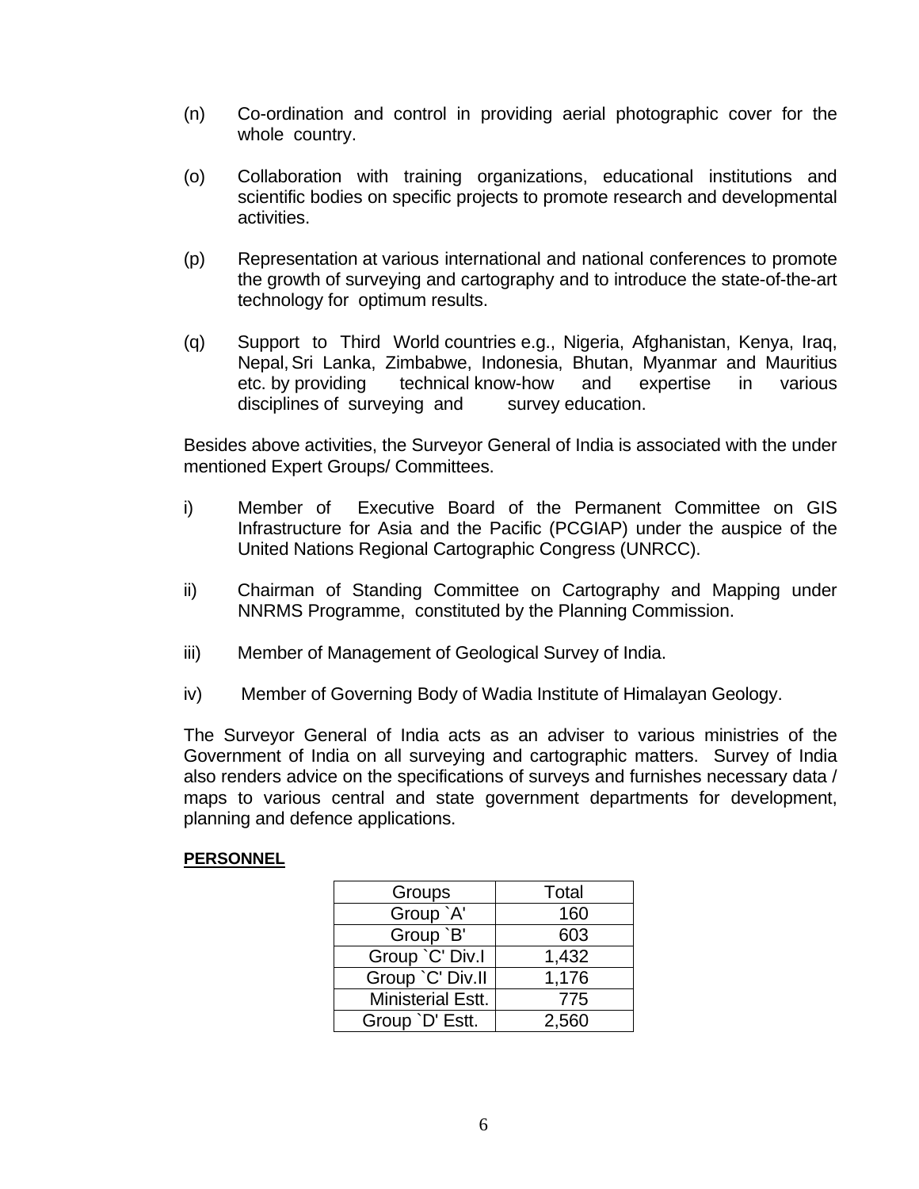(n) Co-ordination and control in providing aerial photographic cover for the whole country.

(o) Collaboration with training organizations, educational institutions and scientific bodies on specific projects to promote research and developmental activities.

(p) Representation at various international and national conferences to promote the growth of surveying and cartography and to introduce the state-of-the-art technology for optimum results.

(q) Support to Third World countries e.g., Nigeria, Afghanistan, Kenya, Iraq, Nepal, Sri Lanka, Zimbabwe, Indonesia, Bhutan, Myanmar and Mauritius etc. by providing technical know-how and expertise in various disciplines of surveying and survey education.

Besides above activities, the Surveyor General of India is associated with the under mentioned Expert Groups/ Committees.

i) Member of Executive Board of the Permanent Committee on GIS Infrastructure for Asia and the Pacific (PCGIAP) under the auspice of the United Nations Regional Cartographic Congress (UNRCC).

ii) Chairman of Standing Committee on Cartography and Mapping under NNRMS Programme, constituted by the Planning Commission.

iii) Member of Management of Geological Survey of India.

iv) Member of Governing Body of Wadia Institute of Himalayan Geology.

The Surveyor General of India acts as an adviser to various ministries of the Government of India on all surveying and cartographic matters. Survey of India also renders advice on the specifications of surveys and furnishes necessary data / maps to various central and state government departments for development, planning and defence applications.

**PERSONNEL**

| Groups | Total |
|---|---|
| Group `A' | 160 |
| Group `B' | 603 |
| Group `C' Div.I | 1,432 |
| Group `C' Div.II | 1,176 |
| Ministerial Estt. | 775 |
| Group `D' Estt. | 2,560 |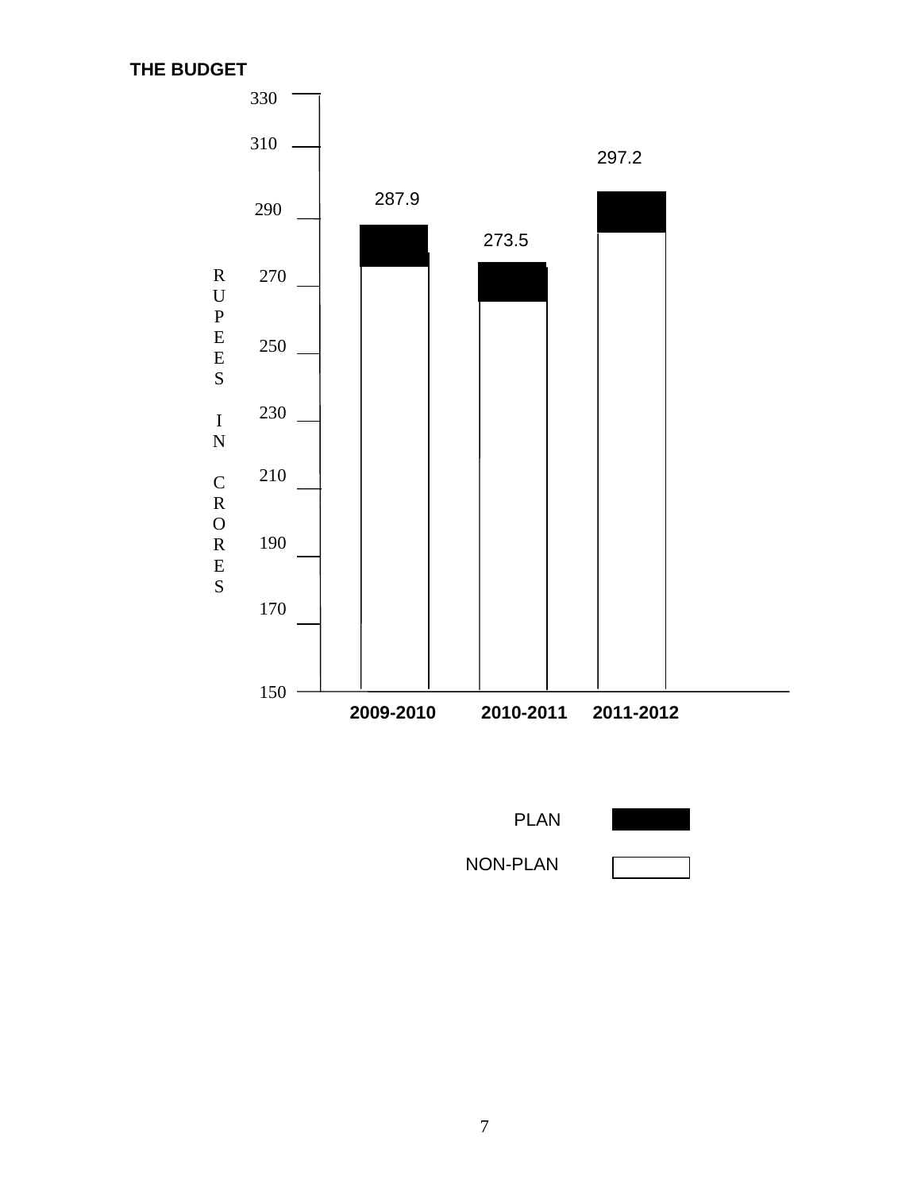**THE BUDGET**

RUPEES IN CRORES

| Year | Total |
|---|---|
| 2009-2010 | 287.9 |
| 2010-2011 | 273.5 |
| 2011-2012 | 297.2 |

PLAN

NON-PLAN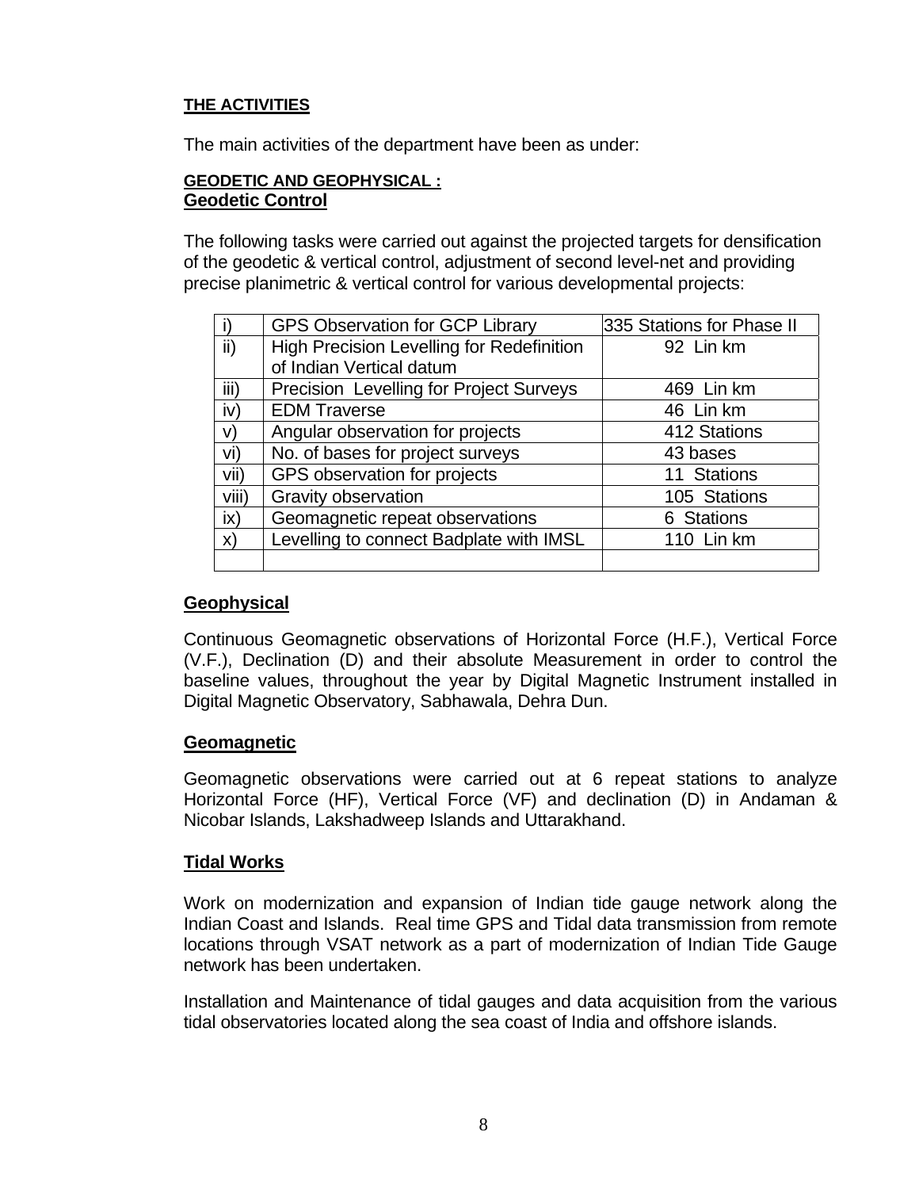**THE ACTIVITIES**

The main activities of the department have been as under:

**GEODETIC AND GEOPHYSICAL :**

**Geodetic Control**

The following tasks were carried out against the projected targets for densification of the geodetic & vertical control, adjustment of second level-net and providing precise planimetric & vertical control for various developmental projects:

| | | |
|---|---|---|
| i) | GPS Observation for GCP Library | 335 Stations for Phase II |
| ii) | High Precision Levelling for Redefinition of Indian Vertical datum | 92 Lin km |
| iii) | Precision Levelling for Project Surveys | 469 Lin km |
| iv) | EDM Traverse | 46 Lin km |
| v) | Angular observation for projects | 412 Stations |
| vi) | No. of bases for project surveys | 43 bases |
| vii) | GPS observation for projects | 11 Stations |
| viii) | Gravity observation | 105 Stations |
| ix) | Geomagnetic repeat observations | 6 Stations |
| x) | Levelling to connect Badplate with IMSL | 110 Lin km |
| | | |

**Geophysical**

Continuous Geomagnetic observations of Horizontal Force (H.F.), Vertical Force (V.F.), Declination (D) and their absolute Measurement in order to control the baseline values, throughout the year by Digital Magnetic Instrument installed in Digital Magnetic Observatory, Sabhawala, Dehra Dun.

**Geomagnetic**

Geomagnetic observations were carried out at 6 repeat stations to analyze Horizontal Force (HF), Vertical Force (VF) and declination (D) in Andaman & Nicobar Islands, Lakshadweep Islands and Uttarakhand.

**Tidal Works**

Work on modernization and expansion of Indian tide gauge network along the Indian Coast and Islands. Real time GPS and Tidal data transmission from remote locations through VSAT network as a part of modernization of Indian Tide Gauge network has been undertaken.

Installation and Maintenance of tidal gauges and data acquisition from the various tidal observatories located along the sea coast of India and offshore islands.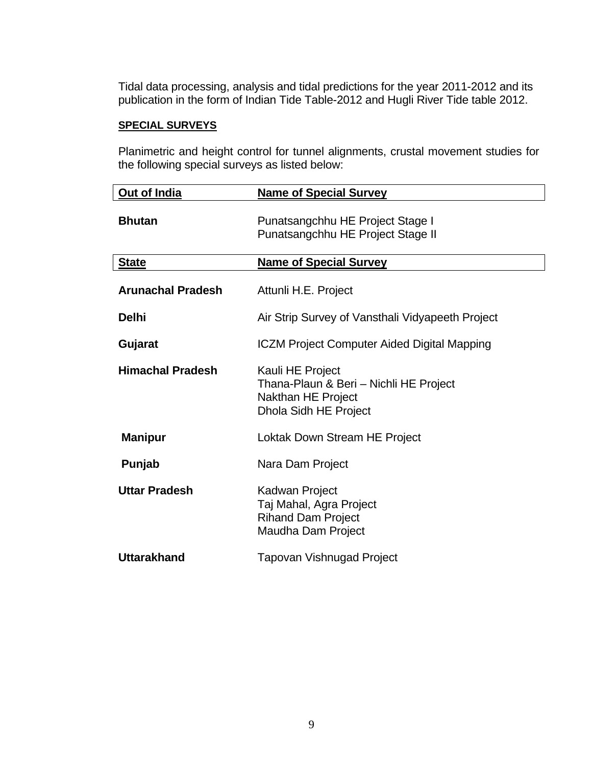Tidal data processing, analysis and tidal predictions for the year 2011-2012 and its publication in the form of Indian Tide Table-2012 and Hugli River Tide table 2012.

**SPECIAL SURVEYS**

Planimetric and height control for tunnel alignments, crustal movement studies for the following special surveys as listed below:

| Out of India | Name of Special Survey |
|---|---|
| **Bhutan** | Punatsangchhu HE Project Stage I<br>Punatsangchhu HE Project Stage II |

| State | Name of Special Survey |
|---|---|
| **Arunachal Pradesh** | Attunli H.E. Project |
| **Delhi** | Air Strip Survey of Vansthali Vidyapeeth Project |
| **Gujarat** | ICZM Project Computer Aided Digital Mapping |
| **Himachal Pradesh** | Kauli HE Project<br>Thana-Plaun & Beri – Nichli HE Project<br>Nakthan HE Project<br>Dhola Sidh HE Project |
| **Manipur** | Loktak Down Stream HE Project |
| **Punjab** | Nara Dam Project |
| **Uttar Pradesh** | Kadwan Project<br>Taj Mahal, Agra Project<br>Rihand Dam Project<br>Maudha Dam Project |
| **Uttarakhand** | Tapovan Vishnugad Project |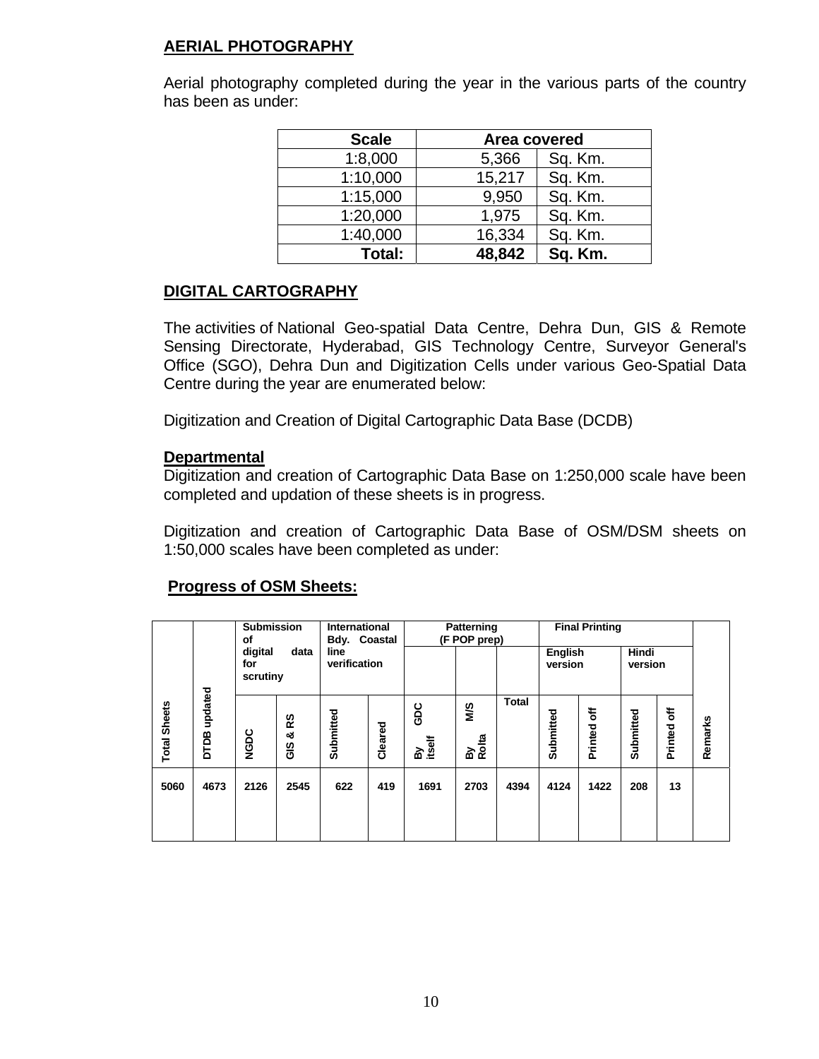## AERIAL PHOTOGRAPHY

Aerial photography completed during the year in the various parts of the country has been as under:

| Scale | Area covered | |
|---|---|---|
| 1:8,000 | 5,366 | Sq. Km. |
| 1:10,000 | 15,217 | Sq. Km. |
| 1:15,000 | 9,950 | Sq. Km. |
| 1:20,000 | 1,975 | Sq. Km. |
| 1:40,000 | 16,334 | Sq. Km. |
| **Total:** | **48,842** | **Sq. Km.** |

## DIGITAL CARTOGRAPHY

The activities of National Geo-spatial Data Centre, Dehra Dun, GIS & Remote Sensing Directorate, Hyderabad, GIS Technology Centre, Surveyor General's Office (SGO), Dehra Dun and Digitization Cells under various Geo-Spatial Data Centre during the year are enumerated below:

Digitization and Creation of Digital Cartographic Data Base (DCDB)

**Departmental**

Digitization and creation of Cartographic Data Base on 1:250,000 scale have been completed and updation of these sheets is in progress.

Digitization and creation of Cartographic Data Base of OSM/DSM sheets on 1:50,000 scales have been completed as under:

**Progress of OSM Sheets:**

| Total Sheets | DTDB updated | Submission of digital data for scrutiny | | International Bdy. Coastal line verification | | Patterning (F POP prep) | | | Final Printing | | | | Remarks |
|---|---|---|---|---|---|---|---|---|---|---|---|---|---|
| | | | | | | | | | English version | | Hindi version | | |
| | | NGDC | GIS & RS | Submitted | Cleared | GDC By itself | M/S By Rolta | Total | Submitted | Printed off | Submitted | Printed off | |
| 5060 | 4673 | 2126 | 2545 | 622 | 419 | 1691 | 2703 | 4394 | 4124 | 1422 | 208 | 13 | |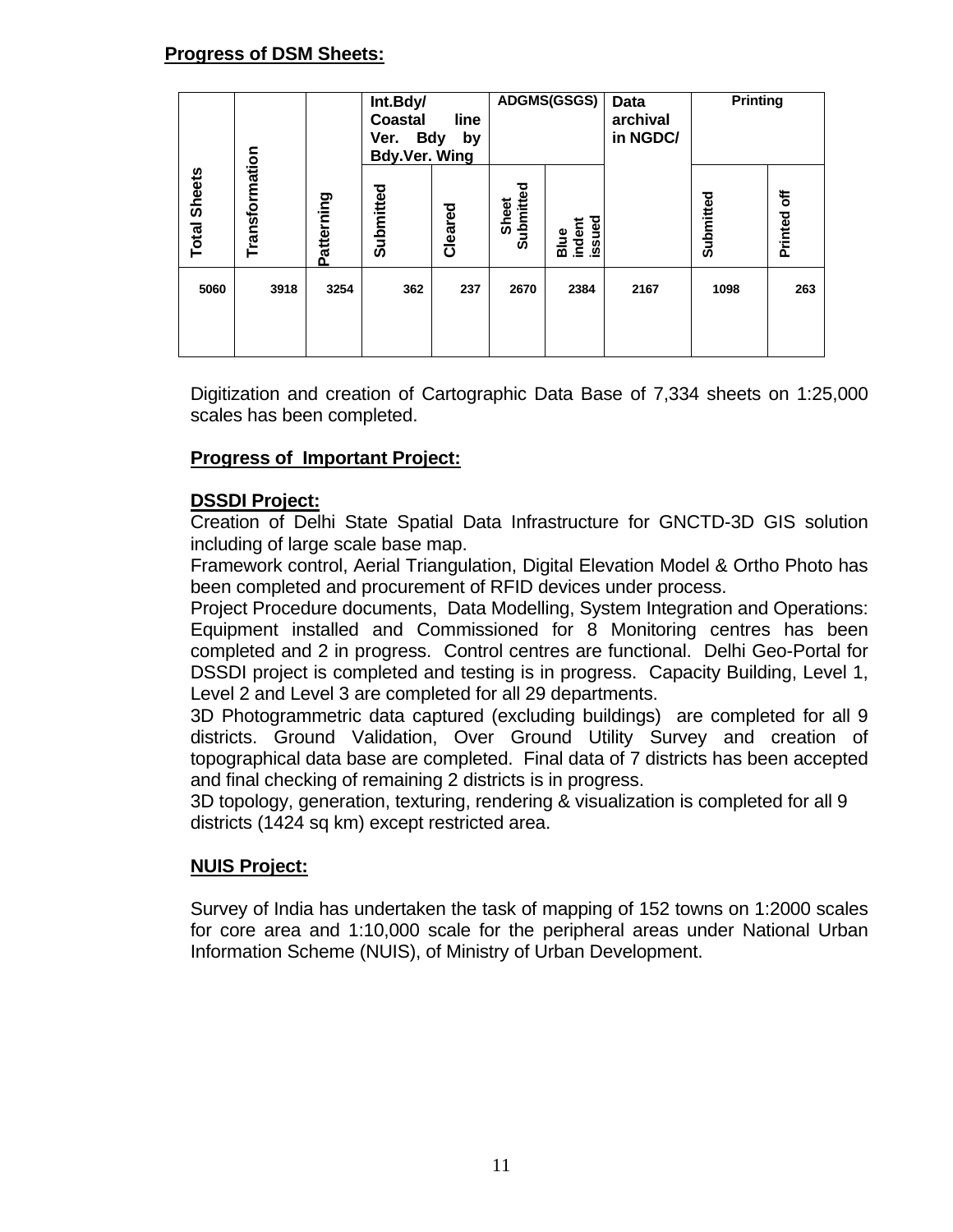**Progress of DSM Sheets:**

| Total Sheets | Transformation | Patterning | Int.Bdy/ Coastal line Ver. Bdy by Bdy.Ver. Wing | | ADGMS(GSGS) | | Data archival in NGDC/ | Printing | |
|---|---|---|---|---|---|---|---|---|---|
| | | | Submitted | Cleared | Sheet Submitted | Blue indent issued | | Submitted | Printed off |
| 5060 | 3918 | 3254 | 362 | 237 | 2670 | 2384 | 2167 | 1098 | 263 |

Digitization and creation of Cartographic Data Base of 7,334 sheets on 1:25,000 scales has been completed.

**Progress of Important Project:**

**DSSDI Project:**

Creation of Delhi State Spatial Data Infrastructure for GNCTD-3D GIS solution including of large scale base map.

Framework control, Aerial Triangulation, Digital Elevation Model & Ortho Photo has been completed and procurement of RFID devices under process.

Project Procedure documents, Data Modelling, System Integration and Operations: Equipment installed and Commissioned for 8 Monitoring centres has been completed and 2 in progress. Control centres are functional. Delhi Geo-Portal for DSSDI project is completed and testing is in progress. Capacity Building, Level 1, Level 2 and Level 3 are completed for all 29 departments.

3D Photogrammetric data captured (excluding buildings) are completed for all 9 districts. Ground Validation, Over Ground Utility Survey and creation of topographical data base are completed. Final data of 7 districts has been accepted and final checking of remaining 2 districts is in progress.

3D topology, generation, texturing, rendering & visualization is completed for all 9 districts (1424 sq km) except restricted area.

**NUIS Project:**

Survey of India has undertaken the task of mapping of 152 towns on 1:2000 scales for core area and 1:10,000 scale for the peripheral areas under National Urban Information Scheme (NUIS), of Ministry of Urban Development.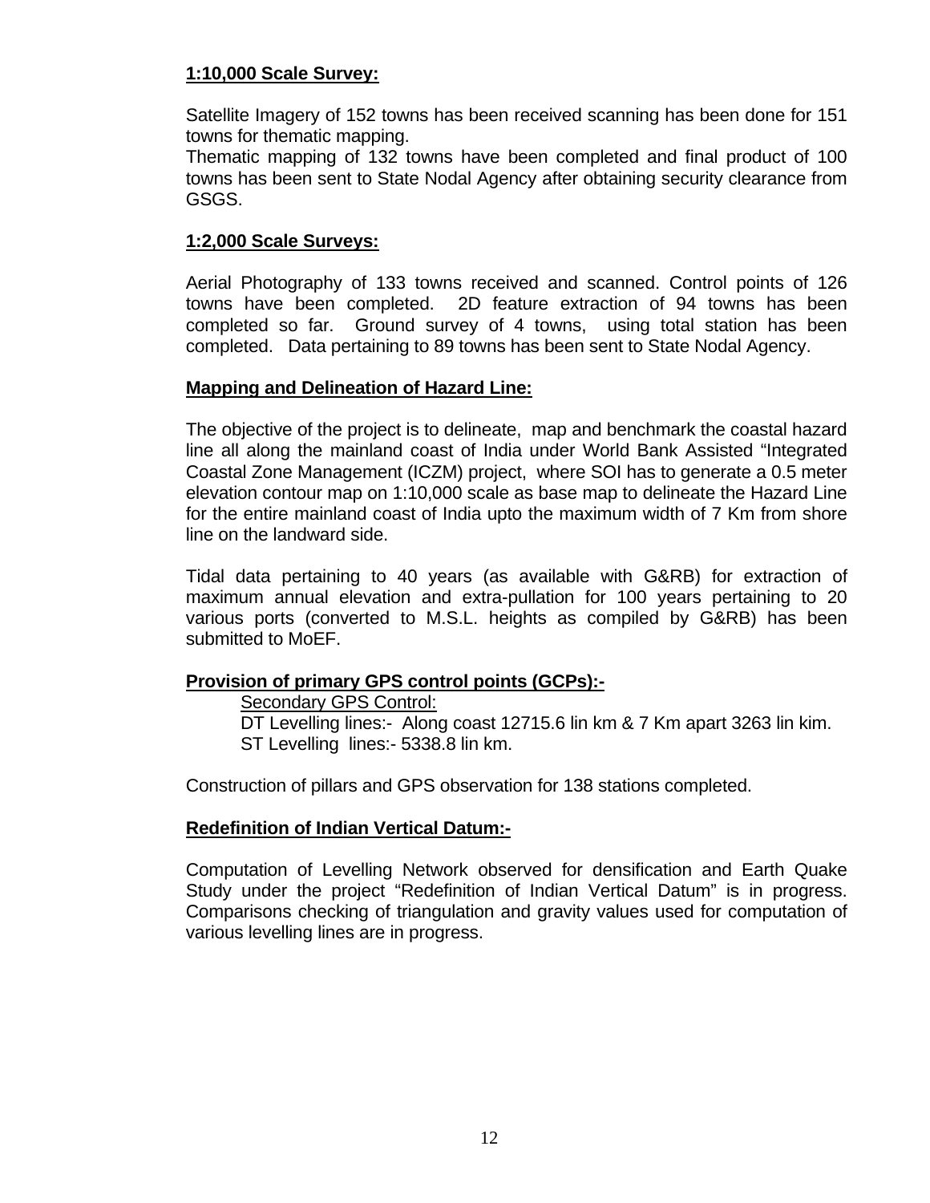**1:10,000 Scale Survey:**

Satellite Imagery of 152 towns has been received scanning has been done for 151 towns for thematic mapping.
Thematic mapping of 132 towns have been completed and final product of 100 towns has been sent to State Nodal Agency after obtaining security clearance from GSGS.

**1:2,000 Scale Surveys:**

Aerial Photography of 133 towns received and scanned. Control points of 126 towns have been completed. 2D feature extraction of 94 towns has been completed so far. Ground survey of 4 towns, using total station has been completed. Data pertaining to 89 towns has been sent to State Nodal Agency.

**Mapping and Delineation of Hazard Line:**

The objective of the project is to delineate, map and benchmark the coastal hazard line all along the mainland coast of India under World Bank Assisted "Integrated Coastal Zone Management (ICZM) project, where SOI has to generate a 0.5 meter elevation contour map on 1:10,000 scale as base map to delineate the Hazard Line for the entire mainland coast of India upto the maximum width of 7 Km from shore line on the landward side.

Tidal data pertaining to 40 years (as available with G&RB) for extraction of maximum annual elevation and extra-pullation for 100 years pertaining to 20 various ports (converted to M.S.L. heights as compiled by G&RB) has been submitted to MoEF.

**Provision of primary GPS control points (GCPs):-**

Secondary GPS Control:

DT Levelling lines:- Along coast 12715.6 lin km & 7 Km apart 3263 lin kim.

ST Levelling lines:- 5338.8 lin km.

Construction of pillars and GPS observation for 138 stations completed.

**Redefinition of Indian Vertical Datum:-**

Computation of Levelling Network observed for densification and Earth Quake Study under the project "Redefinition of Indian Vertical Datum" is in progress. Comparisons checking of triangulation and gravity values used for computation of various levelling lines are in progress.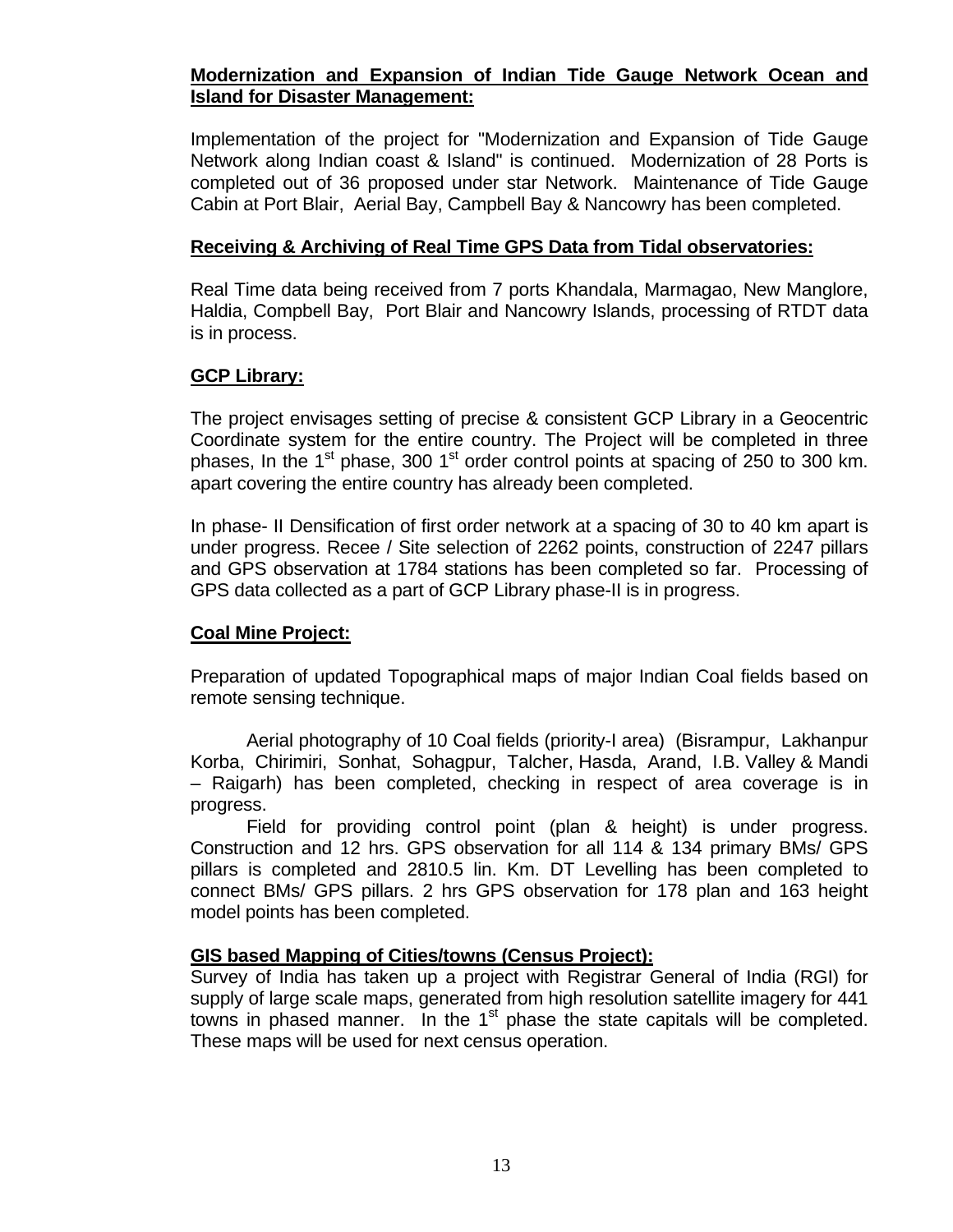**Modernization and Expansion of Indian Tide Gauge Network Ocean and Island for Disaster Management:**

Implementation of the project for "Modernization and Expansion of Tide Gauge Network along Indian coast & Island" is continued. Modernization of 28 Ports is completed out of 36 proposed under star Network. Maintenance of Tide Gauge Cabin at Port Blair, Aerial Bay, Campbell Bay & Nancowry has been completed.

**Receiving & Archiving of Real Time GPS Data from Tidal observatories:**

Real Time data being received from 7 ports Khandala, Marmagao, New Manglore, Haldia, Compbell Bay, Port Blair and Nancowry Islands, processing of RTDT data is in process.

**GCP Library:**

The project envisages setting of precise & consistent GCP Library in a Geocentric Coordinate system for the entire country. The Project will be completed in three phases, In the 1st phase, 300 1st order control points at spacing of 250 to 300 km. apart covering the entire country has already been completed.

In phase- II Densification of first order network at a spacing of 30 to 40 km apart is under progress. Recee / Site selection of 2262 points, construction of 2247 pillars and GPS observation at 1784 stations has been completed so far. Processing of GPS data collected as a part of GCP Library phase-II is in progress.

**Coal Mine Project:**

Preparation of updated Topographical maps of major Indian Coal fields based on remote sensing technique.

Aerial photography of 10 Coal fields (priority-I area) (Bisrampur, Lakhanpur Korba, Chirimiri, Sonhat, Sohagpur, Talcher, Hasda, Arand, I.B. Valley & Mandi – Raigarh) has been completed, checking in respect of area coverage is in progress.

Field for providing control point (plan & height) is under progress. Construction and 12 hrs. GPS observation for all 114 & 134 primary BMs/ GPS pillars is completed and 2810.5 lin. Km. DT Levelling has been completed to connect BMs/ GPS pillars. 2 hrs GPS observation for 178 plan and 163 height model points has been completed.

**GIS based Mapping of Cities/towns (Census Project):**

Survey of India has taken up a project with Registrar General of India (RGI) for supply of large scale maps, generated from high resolution satellite imagery for 441 towns in phased manner. In the 1st phase the state capitals will be completed. These maps will be used for next census operation.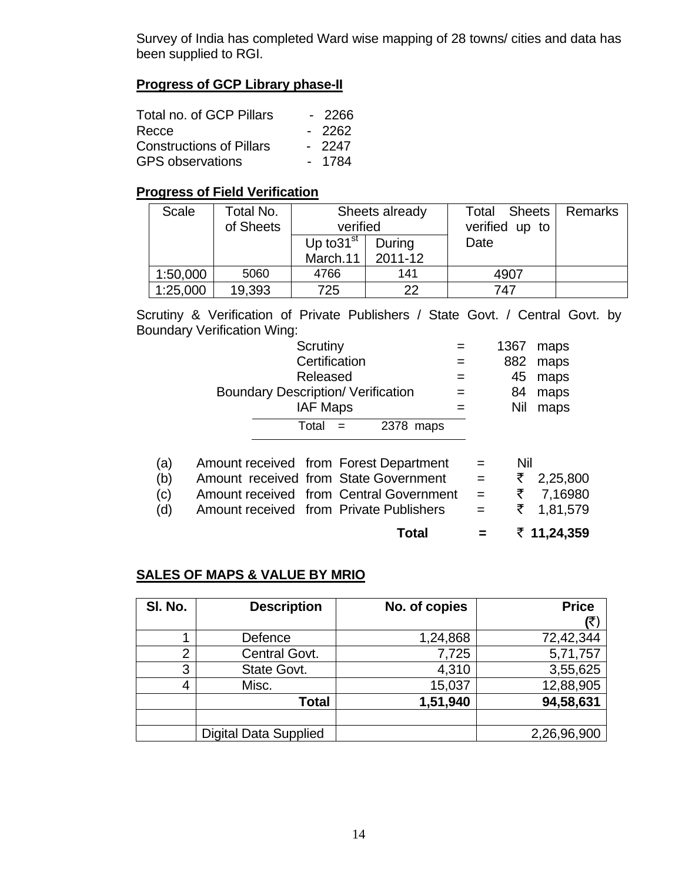Survey of India has completed Ward wise mapping of 28 towns/ cities and data has been supplied to RGI.

**Progress of GCP Library phase-II**

Total no. of GCP Pillars - 2266
Recce - 2262
Constructions of Pillars - 2247
GPS observations - 1784

**Progress of Field Verification**

| Scale | Total No. of Sheets | Sheets already verified | | Total Sheets verified up to Date | Remarks |
|---|---|---|---|---|---|
| | | Up to31st March.11 | During 2011-12 | | |
| 1:50,000 | 5060 | 4766 | 141 | 4907 | |
| 1:25,000 | 19,393 | 725 | 22 | 747 | |

Scrutiny & Verification of Private Publishers / State Govt. / Central Govt. by Boundary Verification Wing:

| | | |
|---|---|---|
| Scrutiny | = | 1367 maps |
| Certification | = | 882 maps |
| Released | = | 45 maps |
| Boundary Description/ Verification | = | 84 maps |
| IAF Maps | = | Nil maps |
| Total = 2378 maps | | |

| | | | |
|---|---|---|---|
| (a) | Amount received from Forest Department | = | Nil |
| (b) | Amount received from State Government | = | ₹ 2,25,800 |
| (c) | Amount received from Central Government | = | ₹ 7,16980 |
| (d) | Amount received from Private Publishers | = | ₹ 1,81,579 |
| | **Total** | **=** | **₹ 11,24,359** |

**SALES OF MAPS & VALUE BY MRIO**

| Sl. No. | Description | No. of copies | Price (₹) |
|---|---|---|---|
| 1 | Defence | 1,24,868 | 72,42,344 |
| 2 | Central Govt. | 7,725 | 5,71,757 |
| 3 | State Govt. | 4,310 | 3,55,625 |
| 4 | Misc. | 15,037 | 12,88,905 |
| | **Total** | **1,51,940** | **94,58,631** |
| | | | |
| | Digital Data Supplied | | 2,26,96,900 |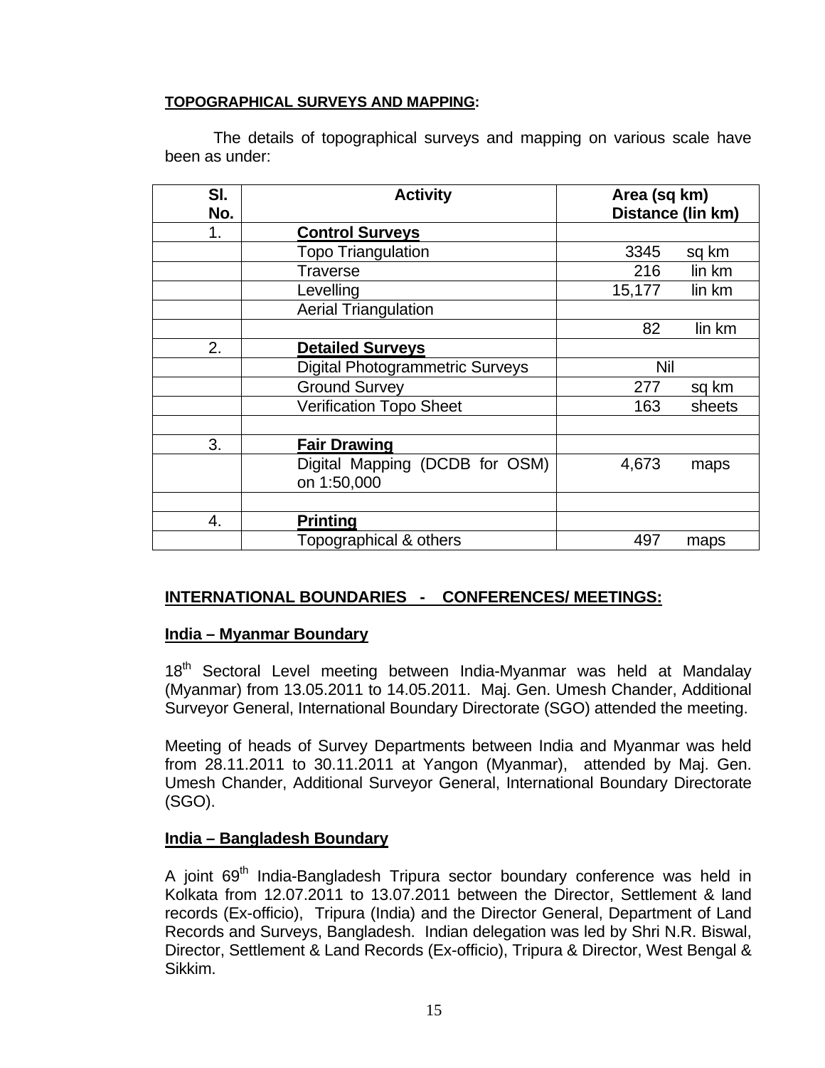**TOPOGRAPHICAL SURVEYS AND MAPPING:**

The details of topographical surveys and mapping on various scale have been as under:

| Sl. No. | Activity | Area (sq km) Distance (lin km) |
|---|---|---|
| 1. | **Control Surveys** | |
| | Topo Triangulation | 3345 sq km |
| | Traverse | 216 lin km |
| | Levelling | 15,177 lin km |
| | Aerial Triangulation | |
| | | 82 lin km |
| 2. | **Detailed Surveys** | |
| | Digital Photogrammetric Surveys | Nil |
| | Ground Survey | 277 sq km |
| | Verification Topo Sheet | 163 sheets |
| | | |
| 3. | **Fair Drawing** | |
| | Digital Mapping (DCDB for OSM) on 1:50,000 | 4,673 maps |
| | | |
| 4. | **Printing** | |
| | Topographical & others | 497 maps |

**INTERNATIONAL BOUNDARIES - CONFERENCES/ MEETINGS:**

**India – Myanmar Boundary**

18th Sectoral Level meeting between India-Myanmar was held at Mandalay (Myanmar) from 13.05.2011 to 14.05.2011. Maj. Gen. Umesh Chander, Additional Surveyor General, International Boundary Directorate (SGO) attended the meeting.

Meeting of heads of Survey Departments between India and Myanmar was held from 28.11.2011 to 30.11.2011 at Yangon (Myanmar), attended by Maj. Gen. Umesh Chander, Additional Surveyor General, International Boundary Directorate (SGO).

**India – Bangladesh Boundary**

A joint 69th India-Bangladesh Tripura sector boundary conference was held in Kolkata from 12.07.2011 to 13.07.2011 between the Director, Settlement & land records (Ex-officio), Tripura (India) and the Director General, Department of Land Records and Surveys, Bangladesh. Indian delegation was led by Shri N.R. Biswal, Director, Settlement & Land Records (Ex-officio), Tripura & Director, West Bengal & Sikkim.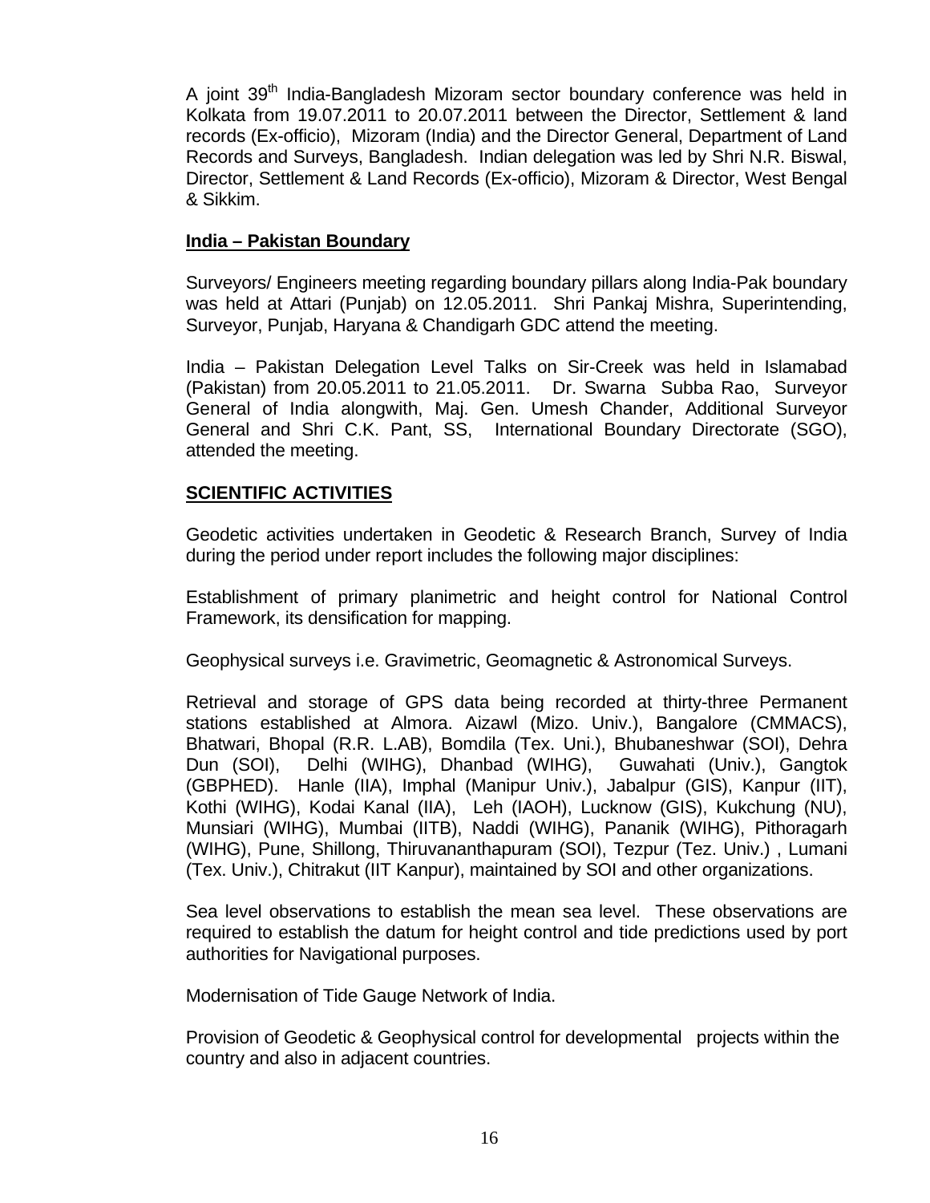A joint 39th India-Bangladesh Mizoram sector boundary conference was held in Kolkata from 19.07.2011 to 20.07.2011 between the Director, Settlement & land records (Ex-officio), Mizoram (India) and the Director General, Department of Land Records and Surveys, Bangladesh. Indian delegation was led by Shri N.R. Biswal, Director, Settlement & Land Records (Ex-officio), Mizoram & Director, West Bengal & Sikkim.

## India – Pakistan Boundary

Surveyors/ Engineers meeting regarding boundary pillars along India-Pak boundary was held at Attari (Punjab) on 12.05.2011. Shri Pankaj Mishra, Superintending, Surveyor, Punjab, Haryana & Chandigarh GDC attend the meeting.

India – Pakistan Delegation Level Talks on Sir-Creek was held in Islamabad (Pakistan) from 20.05.2011 to 21.05.2011. Dr. Swarna Subba Rao, Surveyor General of India alongwith, Maj. Gen. Umesh Chander, Additional Surveyor General and Shri C.K. Pant, SS, International Boundary Directorate (SGO), attended the meeting.

## SCIENTIFIC ACTIVITIES

Geodetic activities undertaken in Geodetic & Research Branch, Survey of India during the period under report includes the following major disciplines:

Establishment of primary planimetric and height control for National Control Framework, its densification for mapping.

Geophysical surveys i.e. Gravimetric, Geomagnetic & Astronomical Surveys.

Retrieval and storage of GPS data being recorded at thirty-three Permanent stations established at Almora. Aizawl (Mizo. Univ.), Bangalore (CMMACS), Bhatwari, Bhopal (R.R. L.AB), Bomdila (Tex. Uni.), Bhubaneshwar (SOI), Dehra Dun (SOI), Delhi (WIHG), Dhanbad (WIHG), Guwahati (Univ.), Gangtok (GBPHED). Hanle (IIA), Imphal (Manipur Univ.), Jabalpur (GIS), Kanpur (IIT), Kothi (WIHG), Kodai Kanal (IIA), Leh (IAOH), Lucknow (GIS), Kukchung (NU), Munsiari (WIHG), Mumbai (IITB), Naddi (WIHG), Pananik (WIHG), Pithoragarh (WIHG), Pune, Shillong, Thiruvananthapuram (SOI), Tezpur (Tez. Univ.) , Lumani (Tex. Univ.), Chitrakut (IIT Kanpur), maintained by SOI and other organizations.

Sea level observations to establish the mean sea level. These observations are required to establish the datum for height control and tide predictions used by port authorities for Navigational purposes.

Modernisation of Tide Gauge Network of India.

Provision of Geodetic & Geophysical control for developmental projects within the country and also in adjacent countries.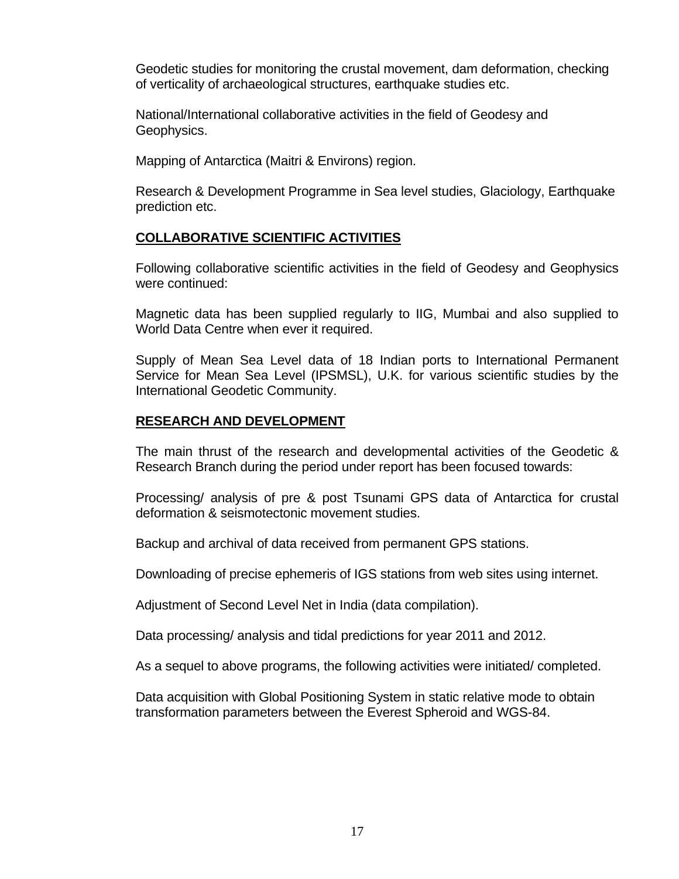Geodetic studies for monitoring the crustal movement, dam deformation, checking of verticality of archaeological structures, earthquake studies etc.

National/International collaborative activities in the field of Geodesy and Geophysics.

Mapping of Antarctica (Maitri & Environs) region.

Research & Development Programme in Sea level studies, Glaciology, Earthquake prediction etc.

## COLLABORATIVE SCIENTIFIC ACTIVITIES

Following collaborative scientific activities in the field of Geodesy and Geophysics were continued:

Magnetic data has been supplied regularly to IIG, Mumbai and also supplied to World Data Centre when ever it required.

Supply of Mean Sea Level data of 18 Indian ports to International Permanent Service for Mean Sea Level (IPSMSL), U.K. for various scientific studies by the International Geodetic Community.

## RESEARCH AND DEVELOPMENT

The main thrust of the research and developmental activities of the Geodetic & Research Branch during the period under report has been focused towards:

Processing/ analysis of pre & post Tsunami GPS data of Antarctica for crustal deformation & seismotectonic movement studies.

Backup and archival of data received from permanent GPS stations.

Downloading of precise ephemeris of IGS stations from web sites using internet.

Adjustment of Second Level Net in India (data compilation).

Data processing/ analysis and tidal predictions for year 2011 and 2012.

As a sequel to above programs, the following activities were initiated/ completed.

Data acquisition with Global Positioning System in static relative mode to obtain transformation parameters between the Everest Spheroid and WGS-84.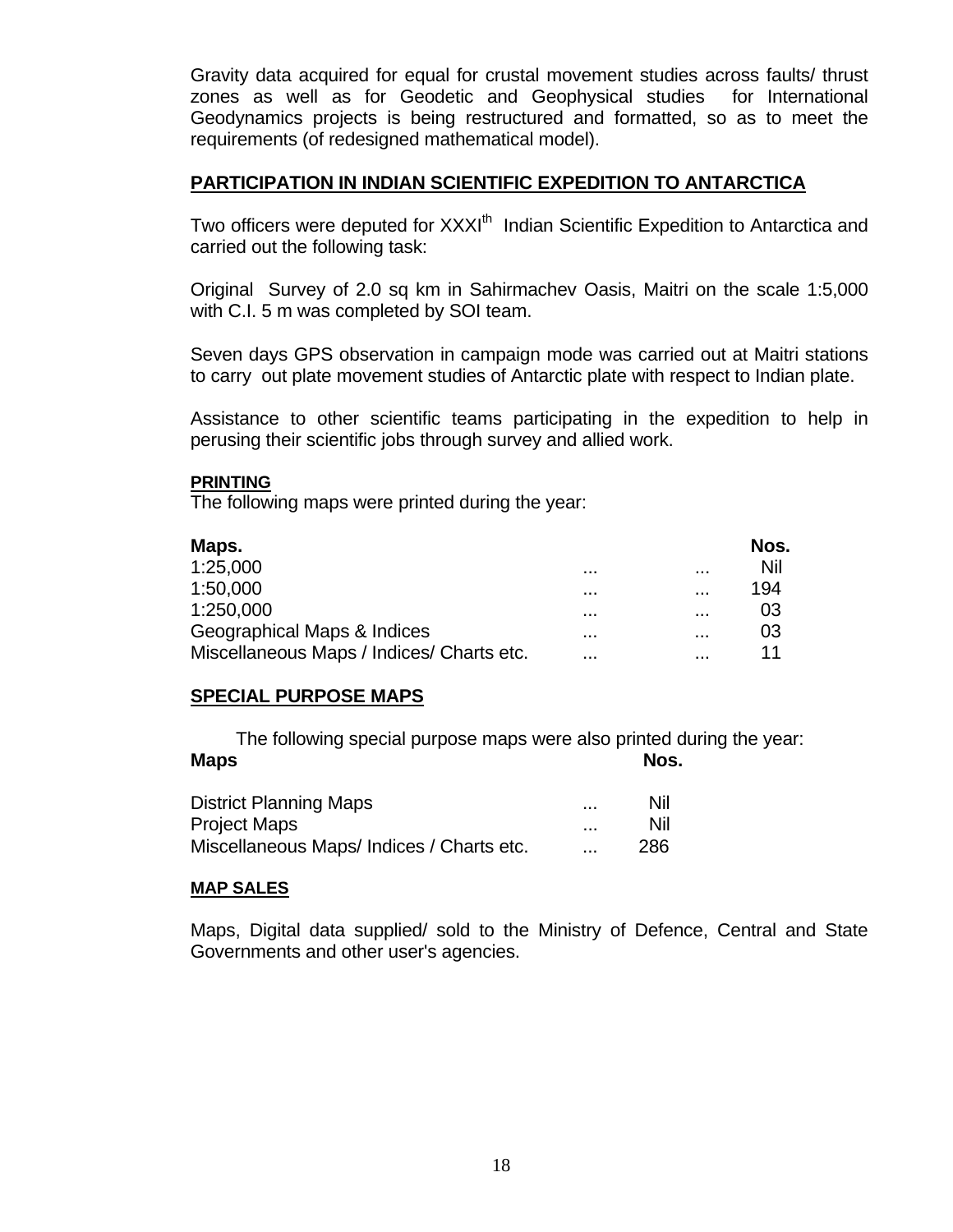Gravity data acquired for equal for crustal movement studies across faults/ thrust zones as well as for Geodetic and Geophysical studies for International Geodynamics projects is being restructured and formatted, so as to meet the requirements (of redesigned mathematical model).

## PARTICIPATION IN INDIAN SCIENTIFIC EXPEDITION TO ANTARCTICA

Two officers were deputed for XXXI[th] Indian Scientific Expedition to Antarctica and carried out the following task:

Original Survey of 2.0 sq km in Sahirmachev Oasis, Maitri on the scale 1:5,000 with C.I. 5 m was completed by SOI team.

Seven days GPS observation in campaign mode was carried out at Maitri stations to carry out plate movement studies of Antarctic plate with respect to Indian plate.

Assistance to other scientific teams participating in the expedition to help in perusing their scientific jobs through survey and allied work.

### PRINTING

The following maps were printed during the year:

| Maps. | | | Nos. |
|---|---|---|---|
| 1:25,000 | ... | ... | Nil |
| 1:50,000 | ... | ... | 194 |
| 1:250,000 | ... | ... | 03 |
| Geographical Maps & Indices | ... | ... | 03 |
| Miscellaneous Maps / Indices/ Charts etc. | ... | ... | 11 |

## SPECIAL PURPOSE MAPS

The following special purpose maps were also printed during the year:

| Maps | | Nos. |
|---|---|---|
| District Planning Maps | ... | Nil |
| Project Maps | ... | Nil |
| Miscellaneous Maps/ Indices / Charts etc. | ... | 286 |

### MAP SALES

Maps, Digital data supplied/ sold to the Ministry of Defence, Central and State Governments and other user's agencies.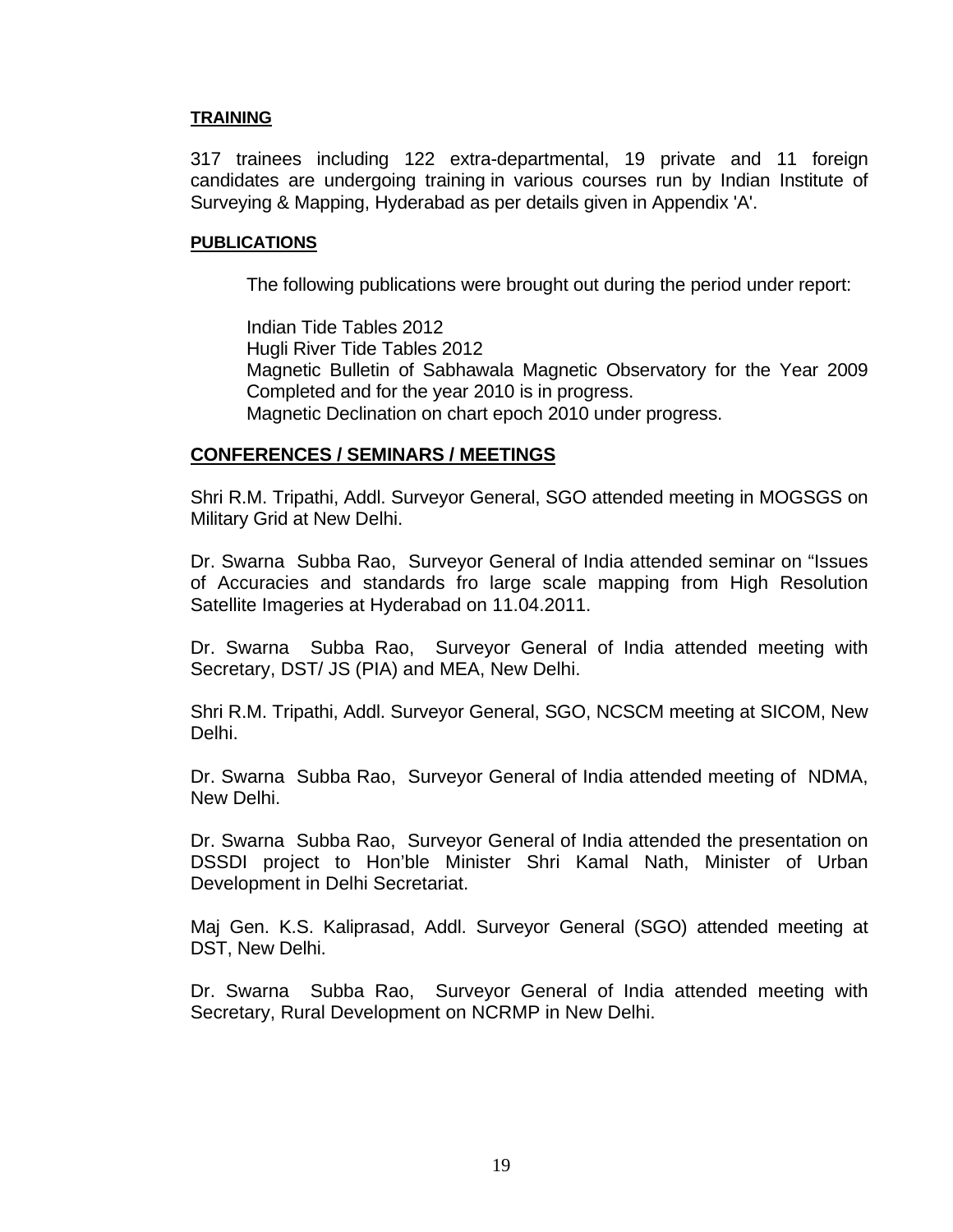## TRAINING

317 trainees including 122 extra-departmental, 19 private and 11 foreign candidates are undergoing training in various courses run by Indian Institute of Surveying & Mapping, Hyderabad as per details given in Appendix 'A'.

## PUBLICATIONS

The following publications were brought out during the period under report:

Indian Tide Tables 2012
Hugli River Tide Tables 2012
Magnetic Bulletin of Sabhawala Magnetic Observatory for the Year 2009 Completed and for the year 2010 is in progress.
Magnetic Declination on chart epoch 2010 under progress.

## CONFERENCES / SEMINARS / MEETINGS

Shri R.M. Tripathi, Addl. Surveyor General, SGO attended meeting in MOGSGS on Military Grid at New Delhi.

Dr. Swarna Subba Rao, Surveyor General of India attended seminar on "Issues of Accuracies and standards fro large scale mapping from High Resolution Satellite Imageries at Hyderabad on 11.04.2011.

Dr. Swarna Subba Rao, Surveyor General of India attended meeting with Secretary, DST/ JS (PIA) and MEA, New Delhi.

Shri R.M. Tripathi, Addl. Surveyor General, SGO, NCSCM meeting at SICOM, New Delhi.

Dr. Swarna Subba Rao, Surveyor General of India attended meeting of NDMA, New Delhi.

Dr. Swarna Subba Rao, Surveyor General of India attended the presentation on DSSDI project to Hon'ble Minister Shri Kamal Nath, Minister of Urban Development in Delhi Secretariat.

Maj Gen. K.S. Kaliprasad, Addl. Surveyor General (SGO) attended meeting at DST, New Delhi.

Dr. Swarna Subba Rao, Surveyor General of India attended meeting with Secretary, Rural Development on NCRMP in New Delhi.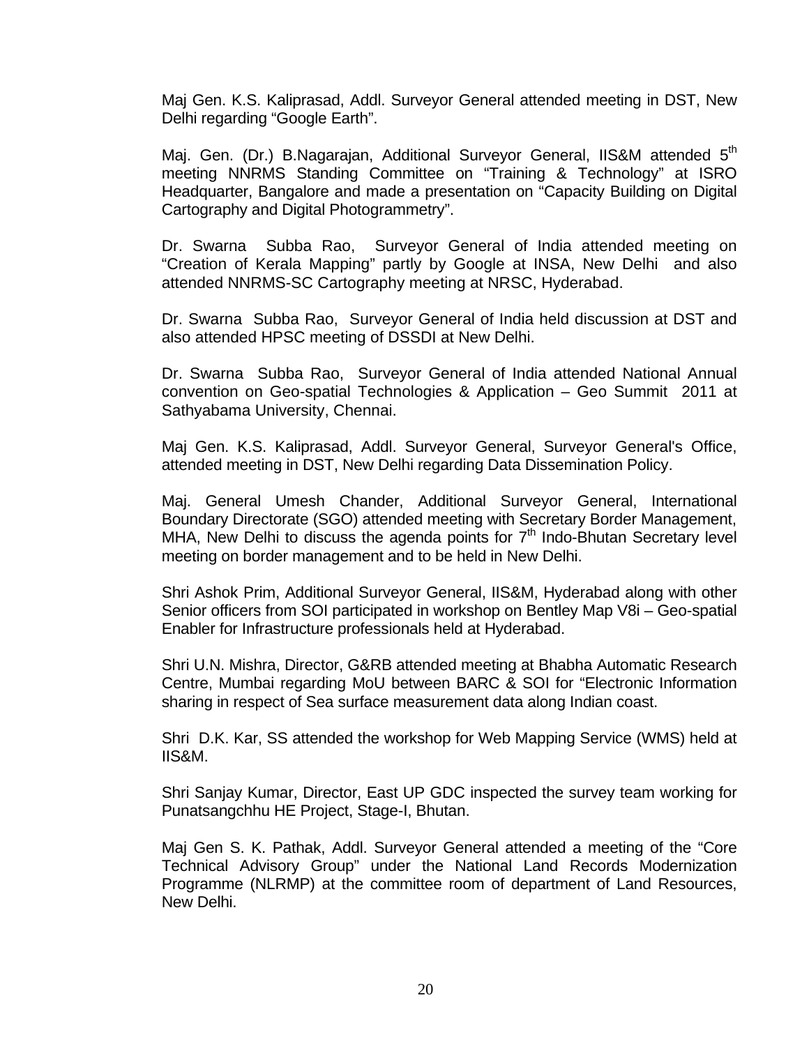Maj Gen. K.S. Kaliprasad, Addl. Surveyor General attended meeting in DST, New Delhi regarding “Google Earth”.

Maj. Gen. (Dr.) B.Nagarajan, Additional Surveyor General, IIS&M attended 5th meeting NNRMS Standing Committee on “Training & Technology” at ISRO Headquarter, Bangalore and made a presentation on “Capacity Building on Digital Cartography and Digital Photogrammetry”.

Dr. Swarna Subba Rao, Surveyor General of India attended meeting on “Creation of Kerala Mapping” partly by Google at INSA, New Delhi and also attended NNRMS-SC Cartography meeting at NRSC, Hyderabad.

Dr. Swarna Subba Rao, Surveyor General of India held discussion at DST and also attended HPSC meeting of DSSDI at New Delhi.

Dr. Swarna Subba Rao, Surveyor General of India attended National Annual convention on Geo-spatial Technologies & Application – Geo Summit 2011 at Sathyabama University, Chennai.

Maj Gen. K.S. Kaliprasad, Addl. Surveyor General, Surveyor General's Office, attended meeting in DST, New Delhi regarding Data Dissemination Policy.

Maj. General Umesh Chander, Additional Surveyor General, International Boundary Directorate (SGO) attended meeting with Secretary Border Management, MHA, New Delhi to discuss the agenda points for 7th Indo-Bhutan Secretary level meeting on border management and to be held in New Delhi.

Shri Ashok Prim, Additional Surveyor General, IIS&M, Hyderabad along with other Senior officers from SOI participated in workshop on Bentley Map V8i – Geo-spatial Enabler for Infrastructure professionals held at Hyderabad.

Shri U.N. Mishra, Director, G&RB attended meeting at Bhabha Automatic Research Centre, Mumbai regarding MoU between BARC & SOI for “Electronic Information sharing in respect of Sea surface measurement data along Indian coast.

Shri D.K. Kar, SS attended the workshop for Web Mapping Service (WMS) held at IIS&M.

Shri Sanjay Kumar, Director, East UP GDC inspected the survey team working for Punatsangchhu HE Project, Stage-I, Bhutan.

Maj Gen S. K. Pathak, Addl. Surveyor General attended a meeting of the “Core Technical Advisory Group” under the National Land Records Modernization Programme (NLRMP) at the committee room of department of Land Resources, New Delhi.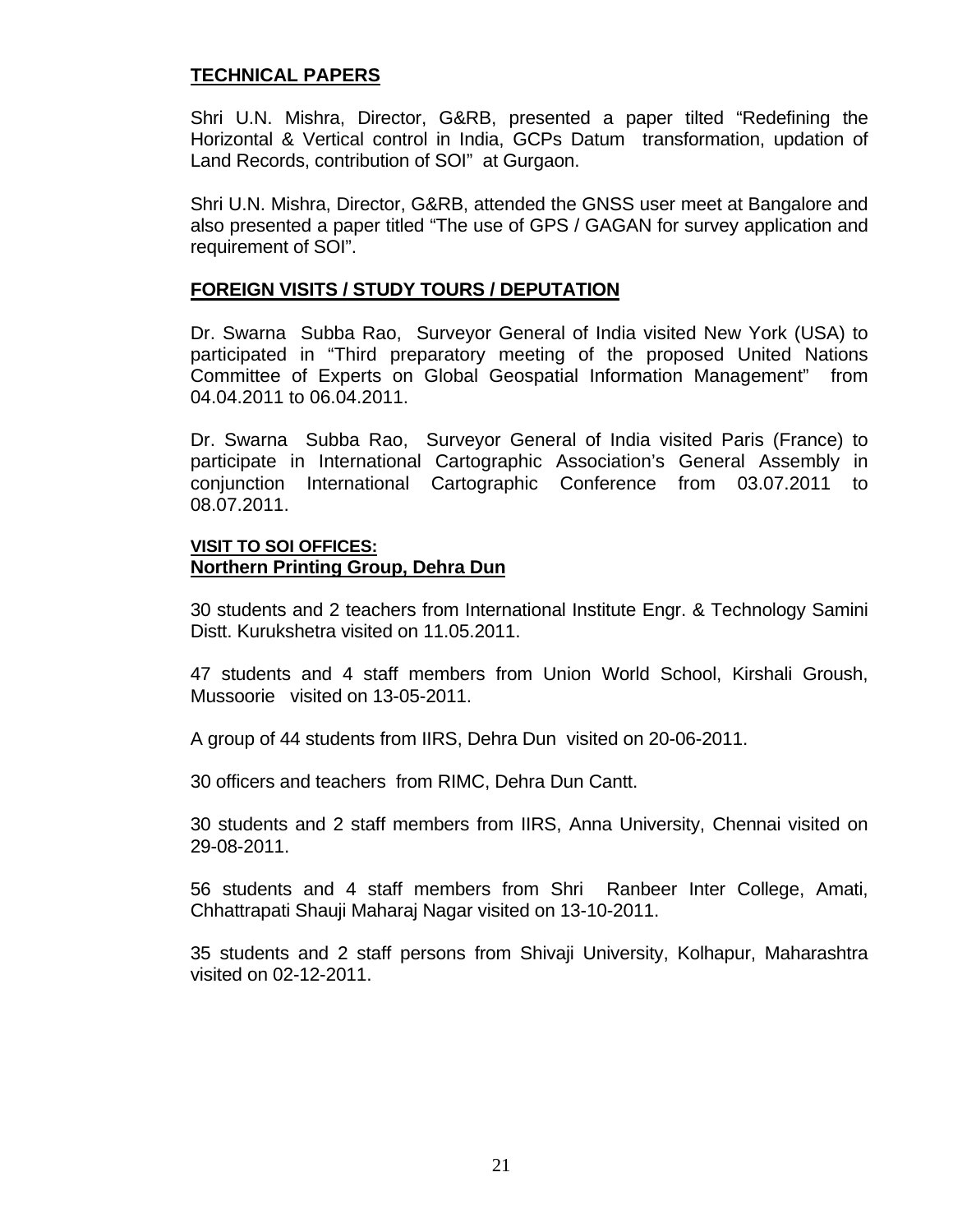## TECHNICAL PAPERS

Shri U.N. Mishra, Director, G&RB, presented a paper tilted "Redefining the Horizontal & Vertical control in India, GCPs Datum transformation, updation of Land Records, contribution of SOI" at Gurgaon.

Shri U.N. Mishra, Director, G&RB, attended the GNSS user meet at Bangalore and also presented a paper titled "The use of GPS / GAGAN for survey application and requirement of SOI".

## FOREIGN VISITS / STUDY TOURS / DEPUTATION

Dr. Swarna Subba Rao, Surveyor General of India visited New York (USA) to participated in "Third preparatory meeting of the proposed United Nations Committee of Experts on Global Geospatial Information Management" from 04.04.2011 to 06.04.2011.

Dr. Swarna Subba Rao, Surveyor General of India visited Paris (France) to participate in International Cartographic Association's General Assembly in conjunction International Cartographic Conference from 03.07.2011 to 08.07.2011.

### VISIT TO SOI OFFICES:

### Northern Printing Group, Dehra Dun

30 students and 2 teachers from International Institute Engr. & Technology Samini Distt. Kurukshetra visited on 11.05.2011.

47 students and 4 staff members from Union World School, Kirshali Groush, Mussoorie visited on 13-05-2011.

A group of 44 students from IIRS, Dehra Dun visited on 20-06-2011.

30 officers and teachers from RIMC, Dehra Dun Cantt.

30 students and 2 staff members from IIRS, Anna University, Chennai visited on 29-08-2011.

56 students and 4 staff members from Shri Ranbeer Inter College, Amati, Chhattrapati Shauji Maharaj Nagar visited on 13-10-2011.

35 students and 2 staff persons from Shivaji University, Kolhapur, Maharashtra visited on 02-12-2011.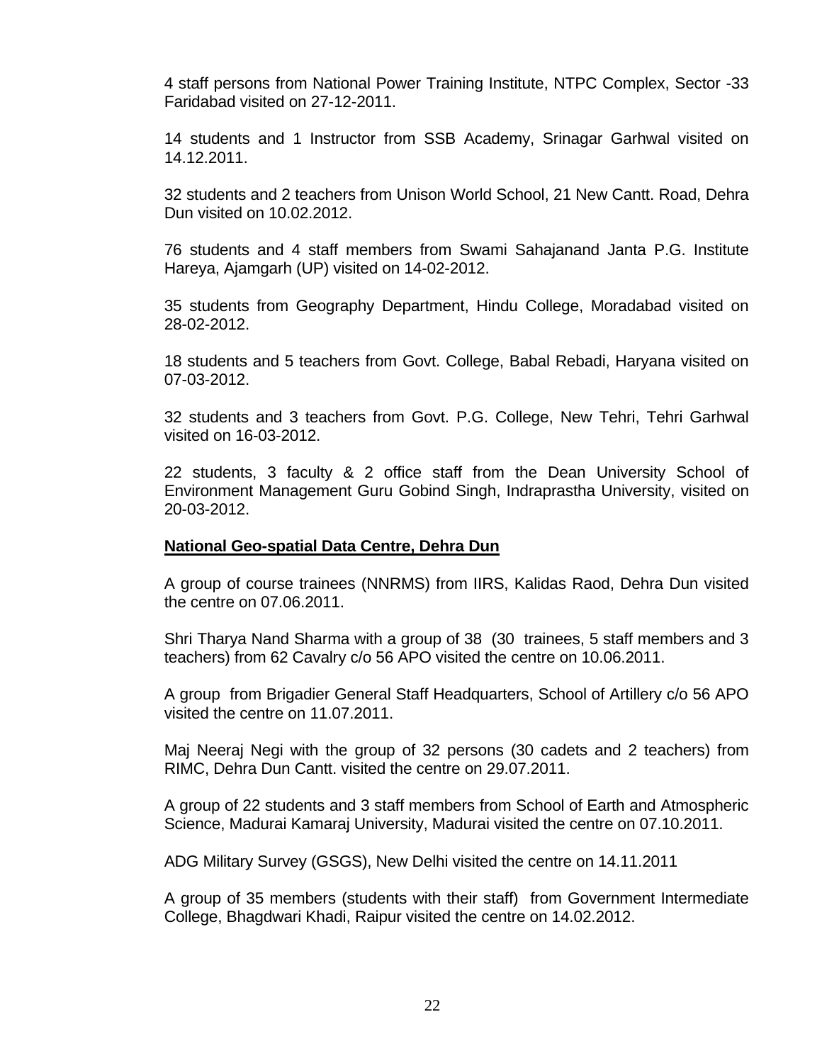4 staff persons from National Power Training Institute, NTPC Complex, Sector -33 Faridabad visited on 27-12-2011.

14 students and 1 Instructor from SSB Academy, Srinagar Garhwal visited on 14.12.2011.

32 students and 2 teachers from Unison World School, 21 New Cantt. Road, Dehra Dun visited on 10.02.2012.

76 students and 4 staff members from Swami Sahajanand Janta P.G. Institute Hareya, Ajamgarh (UP) visited on 14-02-2012.

35 students from Geography Department, Hindu College, Moradabad visited on 28-02-2012.

18 students and 5 teachers from Govt. College, Babal Rebadi, Haryana visited on 07-03-2012.

32 students and 3 teachers from Govt. P.G. College, New Tehri, Tehri Garhwal visited on 16-03-2012.

22 students, 3 faculty & 2 office staff from the Dean University School of Environment Management Guru Gobind Singh, Indraprastha University, visited on 20-03-2012.

**National Geo-spatial Data Centre, Dehra Dun**

A group of course trainees (NNRMS) from IIRS, Kalidas Raod, Dehra Dun visited the centre on 07.06.2011.

Shri Tharya Nand Sharma with a group of 38 (30 trainees, 5 staff members and 3 teachers) from 62 Cavalry c/o 56 APO visited the centre on 10.06.2011.

A group from Brigadier General Staff Headquarters, School of Artillery c/o 56 APO visited the centre on 11.07.2011.

Maj Neeraj Negi with the group of 32 persons (30 cadets and 2 teachers) from RIMC, Dehra Dun Cantt. visited the centre on 29.07.2011.

A group of 22 students and 3 staff members from School of Earth and Atmospheric Science, Madurai Kamaraj University, Madurai visited the centre on 07.10.2011.

ADG Military Survey (GSGS), New Delhi visited the centre on 14.11.2011

A group of 35 members (students with their staff) from Government Intermediate College, Bhagdwari Khadi, Raipur visited the centre on 14.02.2012.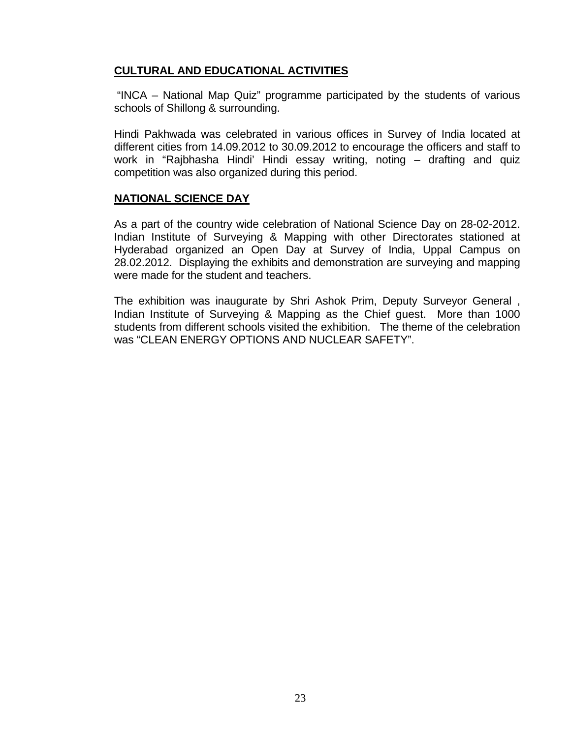## CULTURAL AND EDUCATIONAL ACTIVITIES

"INCA – National Map Quiz" programme participated by the students of various schools of Shillong & surrounding.

Hindi Pakhwada was celebrated in various offices in Survey of India located at different cities from 14.09.2012 to 30.09.2012 to encourage the officers and staff to work in "Rajbhasha Hindi' Hindi essay writing, noting – drafting and quiz competition was also organized during this period.

## NATIONAL SCIENCE DAY

As a part of the country wide celebration of National Science Day on 28-02-2012. Indian Institute of Surveying & Mapping with other Directorates stationed at Hyderabad organized an Open Day at Survey of India, Uppal Campus on 28.02.2012. Displaying the exhibits and demonstration are surveying and mapping were made for the student and teachers.

The exhibition was inaugurate by Shri Ashok Prim, Deputy Surveyor General , Indian Institute of Surveying & Mapping as the Chief guest. More than 1000 students from different schools visited the exhibition. The theme of the celebration was "CLEAN ENERGY OPTIONS AND NUCLEAR SAFETY".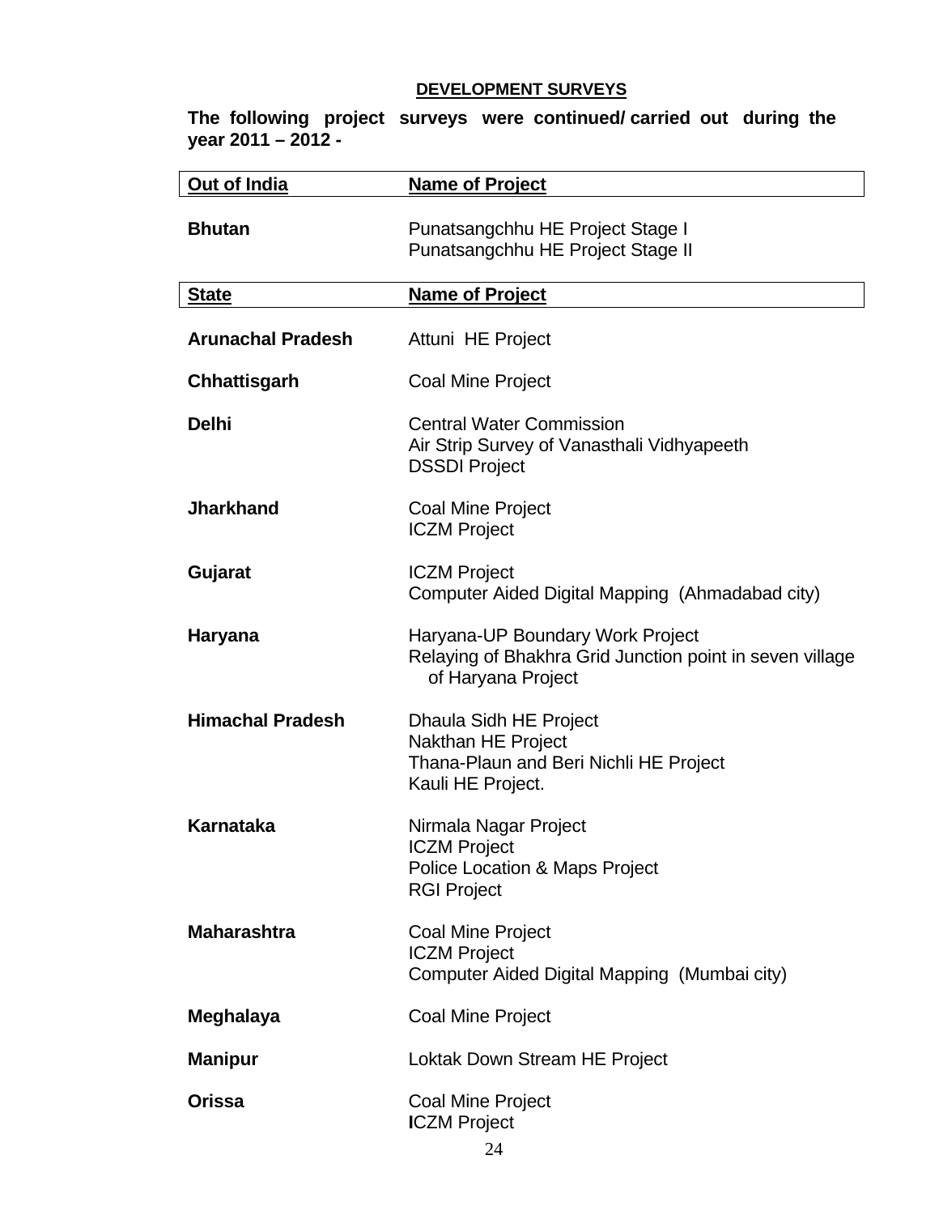## DEVELOPMENT SURVEYS

**The following project surveys were continued/ carried out during the year 2011 – 2012 -**

| Out of India | Name of Project |
|---|---|
| **Bhutan** | Punatsangchhu HE Project Stage I<br>Punatsangchhu HE Project Stage II |

| State | Name of Project |
|---|---|
| **Arunachal Pradesh** | Attuni HE Project |
| **Chhattisgarh** | Coal Mine Project |
| **Delhi** | Central Water Commission<br>Air Strip Survey of Vanasthali Vidhyapeeth<br>DSSDI Project |
| **Jharkhand** | Coal Mine Project<br>ICZM Project |
| **Gujarat** | ICZM Project<br>Computer Aided Digital Mapping (Ahmadabad city) |
| **Haryana** | Haryana-UP Boundary Work Project<br>Relaying of Bhakhra Grid Junction point in seven village of Haryana Project |
| **Himachal Pradesh** | Dhaula Sidh HE Project<br>Nakthan HE Project<br>Thana-Plaun and Beri Nichli HE Project<br>Kauli HE Project. |
| **Karnataka** | Nirmala Nagar Project<br>ICZM Project<br>Police Location & Maps Project<br>RGI Project |
| **Maharashtra** | Coal Mine Project<br>ICZM Project<br>Computer Aided Digital Mapping (Mumbai city) |
| **Meghalaya** | Coal Mine Project |
| **Manipur** | Loktak Down Stream HE Project |
| **Orissa** | Coal Mine Project<br>ICZM Project |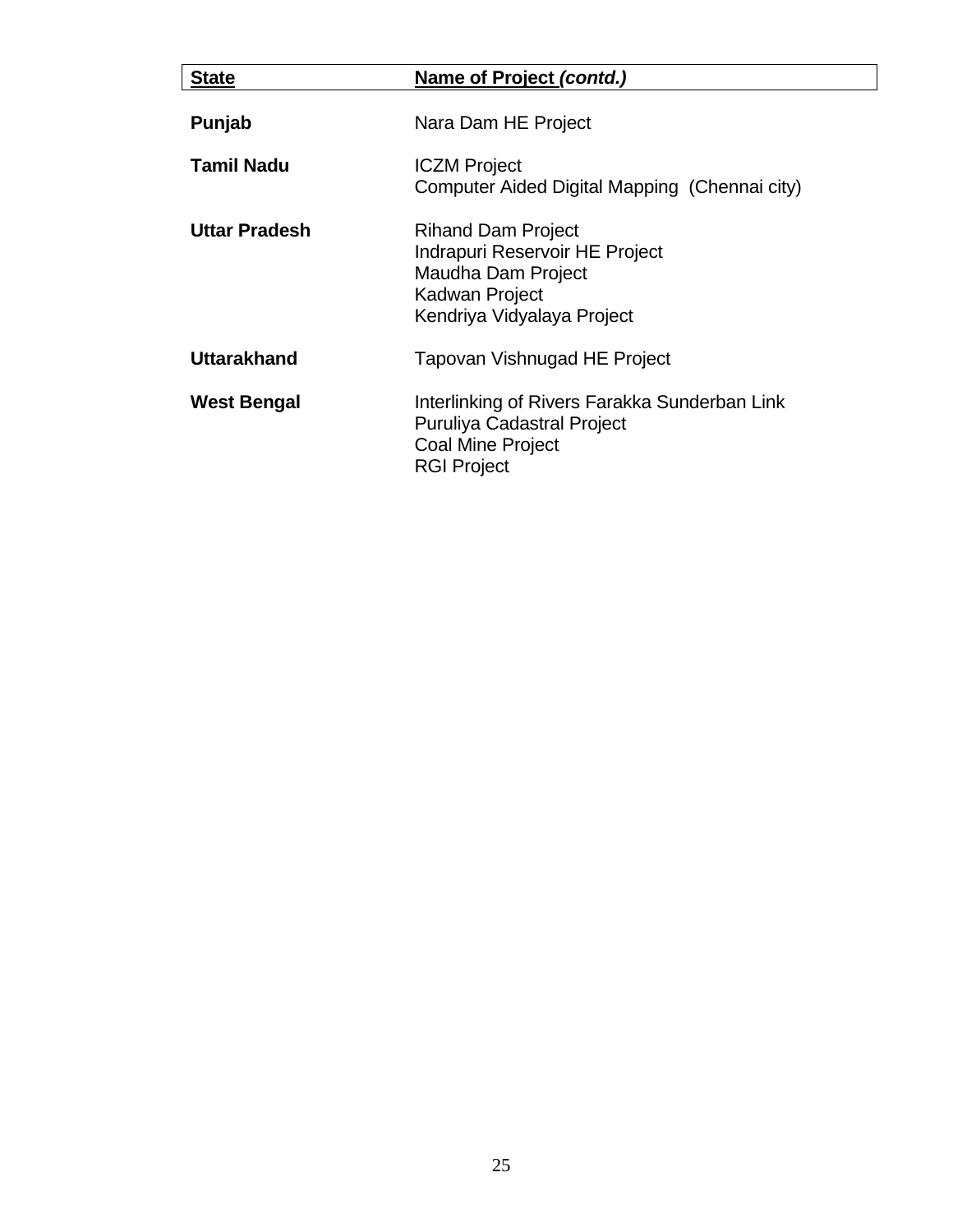| State | Name of Project *(contd.)* |
|---|---|
| **Punjab** | Nara Dam HE Project |
| **Tamil Nadu** | ICZM Project<br>Computer Aided Digital Mapping (Chennai city) |
| **Uttar Pradesh** | Rihand Dam Project<br>Indrapuri Reservoir HE Project<br>Maudha Dam Project<br>Kadwan Project<br>Kendriya Vidyalaya Project |
| **Uttarakhand** | Tapovan Vishnugad HE Project |
| **West Bengal** | Interlinking of Rivers Farakka Sunderban Link<br>Puruliya Cadastral Project<br>Coal Mine Project<br>RGI Project |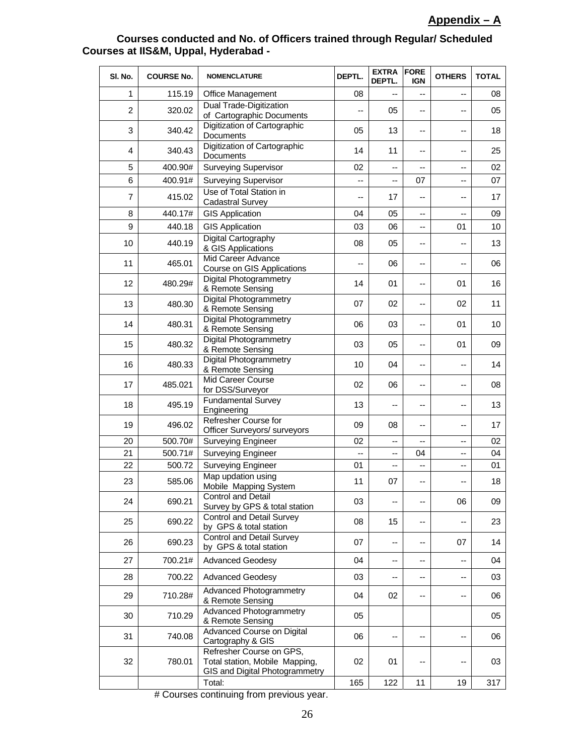**Appendix – A**

**Courses conducted and No. of Officers trained through Regular/ Scheduled Courses at IIS&M, Uppal, Hyderabad -**

| Sl. No. | COURSE No. | NOMENCLATURE | DEPTL. | EXTRA DEPTL. | FOREIGN | OTHERS | TOTAL |
|---|---|---|---|---|---|---|---|
| 1 | 115.19 | Office Management | 08 | -- | -- | -- | 08 |
| 2 | 320.02 | Dual Trade-Digitization of Cartographic Documents | -- | 05 | -- | -- | 05 |
| 3 | 340.42 | Digitization of Cartographic Documents | 05 | 13 | -- | -- | 18 |
| 4 | 340.43 | Digitization of Cartographic Documents | 14 | 11 | -- | -- | 25 |
| 5 | 400.90# | Surveying Supervisor | 02 | -- | -- | -- | 02 |
| 6 | 400.91# | Surveying Supervisor | -- | -- | 07 | -- | 07 |
| 7 | 415.02 | Use of Total Station in Cadastral Survey | -- | 17 | -- | -- | 17 |
| 8 | 440.17# | GIS Application | 04 | 05 | -- | -- | 09 |
| 9 | 440.18 | GIS Application | 03 | 06 | -- | 01 | 10 |
| 10 | 440.19 | Digital Cartography & GIS Applications | 08 | 05 | -- | -- | 13 |
| 11 | 465.01 | Mid Career Advance Course on GIS Applications | -- | 06 | -- | -- | 06 |
| 12 | 480.29# | Digital Photogrammetry & Remote Sensing | 14 | 01 | -- | 01 | 16 |
| 13 | 480.30 | Digital Photogrammetry & Remote Sensing | 07 | 02 | -- | 02 | 11 |
| 14 | 480.31 | Digital Photogrammetry & Remote Sensing | 06 | 03 | -- | 01 | 10 |
| 15 | 480.32 | Digital Photogrammetry & Remote Sensing | 03 | 05 | -- | 01 | 09 |
| 16 | 480.33 | Digital Photogrammetry & Remote Sensing | 10 | 04 | -- | -- | 14 |
| 17 | 485.021 | Mid Career Course for DSS/Surveyor | 02 | 06 | -- | -- | 08 |
| 18 | 495.19 | Fundamental Survey Engineering | 13 | -- | -- | -- | 13 |
| 19 | 496.02 | Refresher Course for Officer Surveyors/ surveyors | 09 | 08 | -- | -- | 17 |
| 20 | 500.70# | Surveying Engineer | 02 | -- | -- | -- | 02 |
| 21 | 500.71# | Surveying Engineer | -- | -- | 04 | -- | 04 |
| 22 | 500.72 | Surveying Engineer | 01 | -- | -- | -- | 01 |
| 23 | 585.06 | Map updation using Mobile Mapping System | 11 | 07 | -- | -- | 18 |
| 24 | 690.21 | Control and Detail Survey by GPS & total station | 03 | -- | -- | 06 | 09 |
| 25 | 690.22 | Control and Detail Survey by GPS & total station | 08 | 15 | -- | -- | 23 |
| 26 | 690.23 | Control and Detail Survey by GPS & total station | 07 | -- | -- | 07 | 14 |
| 27 | 700.21# | Advanced Geodesy | 04 | -- | -- | -- | 04 |
| 28 | 700.22 | Advanced Geodesy | 03 | -- | -- | -- | 03 |
| 29 | 710.28# | Advanced Photogrammetry & Remote Sensing | 04 | 02 | -- | -- | 06 |
| 30 | 710.29 | Advanced Photogrammetry & Remote Sensing | 05 | | | | 05 |
| 31 | 740.08 | Advanced Course on Digital Cartography & GIS | 06 | -- | -- | -- | 06 |
| 32 | 780.01 | Refresher Course on GPS, Total station, Mobile Mapping, GIS and Digital Photogrammetry | 02 | 01 | -- | -- | 03 |
| | | Total: | 165 | 122 | 11 | 19 | 317 |

# Courses continuing from previous year.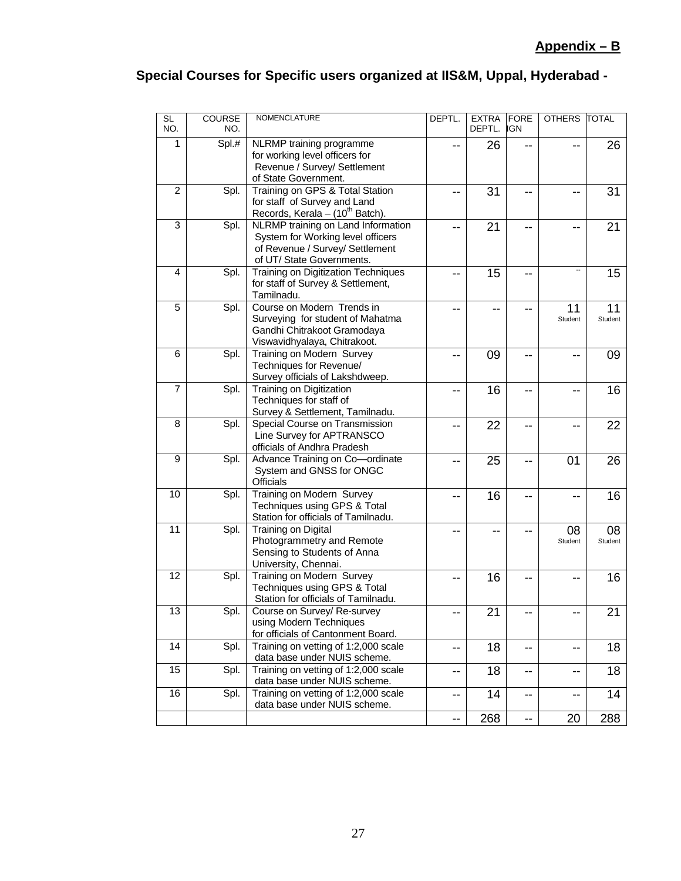**Appendix – B**

## Special Courses for Specific users organized at IIS&M, Uppal, Hyderabad -

| SL NO. | COURSE NO. | NOMENCLATURE | DEPTL. | EXTRA DEPTL. | FOREIGN | OTHERS | TOTAL |
|---|---|---|---|---|---|---|---|
| 1 | Spl.# | NLRMP training programme for working level officers for Revenue / Survey/ Settlement of State Government. | -- | 26 | -- | -- | 26 |
| 2 | Spl. | Training on GPS & Total Station for staff of Survey and Land Records, Kerala – (10th Batch). | -- | 31 | -- | -- | 31 |
| 3 | Spl. | NLRMP training on Land Information System for Working level officers of Revenue / Survey/ Settlement of UT/ State Governments. | -- | 21 | -- | -- | 21 |
| 4 | Spl. | Training on Digitization Techniques for staff of Survey & Settlement, Tamilnadu. | -- | 15 | -- | -- | 15 |
| 5 | Spl. | Course on Modern Trends in Surveying for student of Mahatma Gandhi Chitrakoot Gramodaya Viswavidhyalaya, Chitrakoot. | -- | -- | -- | 11 Student | 11 Student |
| 6 | Spl. | Training on Modern Survey Techniques for Revenue/ Survey officials of Lakshdweep. | -- | 09 | -- | -- | 09 |
| 7 | Spl. | Training on Digitization Techniques for staff of Survey & Settlement, Tamilnadu. | -- | 16 | -- | -- | 16 |
| 8 | Spl. | Special Course on Transmission Line Survey for APTRANSCO officials of Andhra Pradesh | -- | 22 | -- | -- | 22 |
| 9 | Spl. | Advance Training on Co—ordinate System and GNSS for ONGC Officials | -- | 25 | -- | 01 | 26 |
| 10 | Spl. | Training on Modern Survey Techniques using GPS & Total Station for officials of Tamilnadu. | -- | 16 | -- | -- | 16 |
| 11 | Spl. | Training on Digital Photogrammetry and Remote Sensing to Students of Anna University, Chennai. | -- | -- | -- | 08 Student | 08 Student |
| 12 | Spl. | Training on Modern Survey Techniques using GPS & Total Station for officials of Tamilnadu. | -- | 16 | -- | -- | 16 |
| 13 | Spl. | Course on Survey/ Re-survey using Modern Techniques for officials of Cantonment Board. | -- | 21 | -- | -- | 21 |
| 14 | Spl. | Training on vetting of 1:2,000 scale data base under NUIS scheme. | -- | 18 | -- | -- | 18 |
| 15 | Spl. | Training on vetting of 1:2,000 scale data base under NUIS scheme. | -- | 18 | -- | -- | 18 |
| 16 | Spl. | Training on vetting of 1:2,000 scale data base under NUIS scheme. | -- | 14 | -- | -- | 14 |
| | | | -- | 268 | -- | 20 | 288 |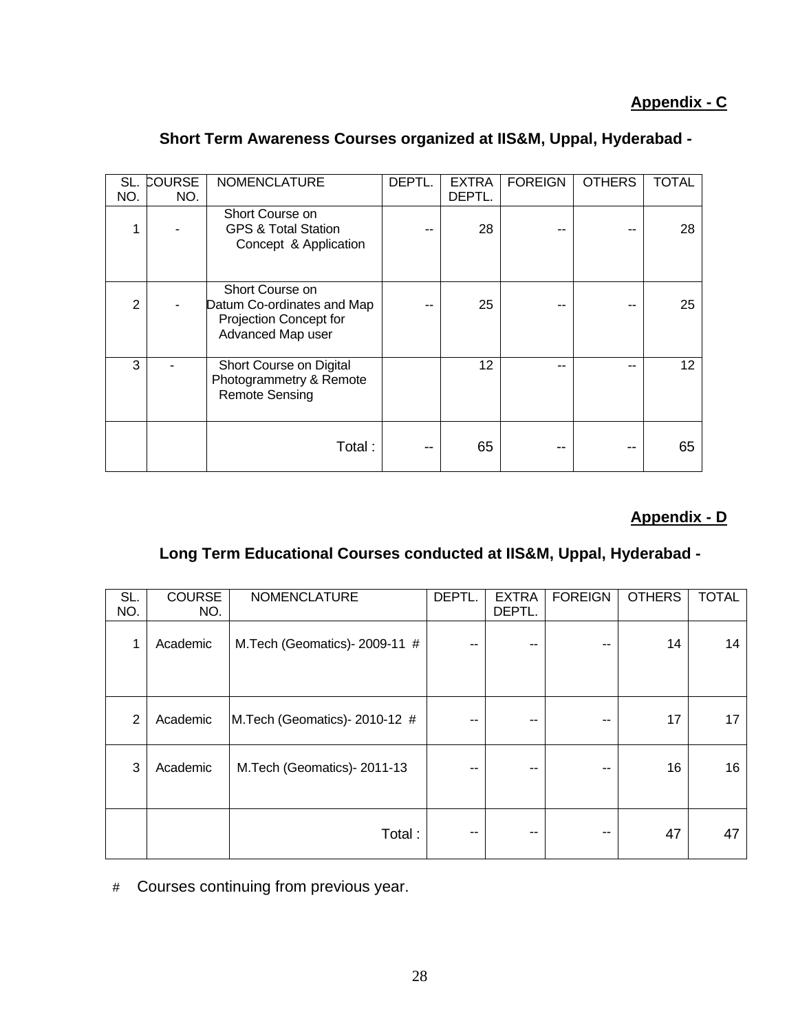**Appendix - C**

## Short Term Awareness Courses organized at IIS&M, Uppal, Hyderabad -

| SL. NO. | COURSE NO. | NOMENCLATURE | DEPTL. | EXTRA DEPTL. | FOREIGN | OTHERS | TOTAL |
|---|---|---|---|---|---|---|---|
| 1 | - | Short Course on GPS & Total Station Concept & Application | -- | 28 | -- | -- | 28 |
| 2 | - | Short Course on Datum Co-ordinates and Map Projection Concept for Advanced Map user | -- | 25 | -- | -- | 25 |
| 3 | - | Short Course on Digital Photogrammetry & Remote Remote Sensing | | 12 | -- | -- | 12 |
| | | Total : | -- | 65 | -- | -- | 65 |

**Appendix - D**

## Long Term Educational Courses conducted at IIS&M, Uppal, Hyderabad -

| SL. NO. | COURSE NO. | NOMENCLATURE | DEPTL. | EXTRA DEPTL. | FOREIGN | OTHERS | TOTAL |
|---|---|---|---|---|---|---|---|
| 1 | Academic | M.Tech (Geomatics)- 2009-11 # | -- | -- | -- | 14 | 14 |
| 2 | Academic | M.Tech (Geomatics)- 2010-12 # | -- | -- | -- | 17 | 17 |
| 3 | Academic | M.Tech (Geomatics)- 2011-13 | -- | -- | -- | 16 | 16 |
| | | Total : | -- | -- | -- | 47 | 47 |

# Courses continuing from previous year.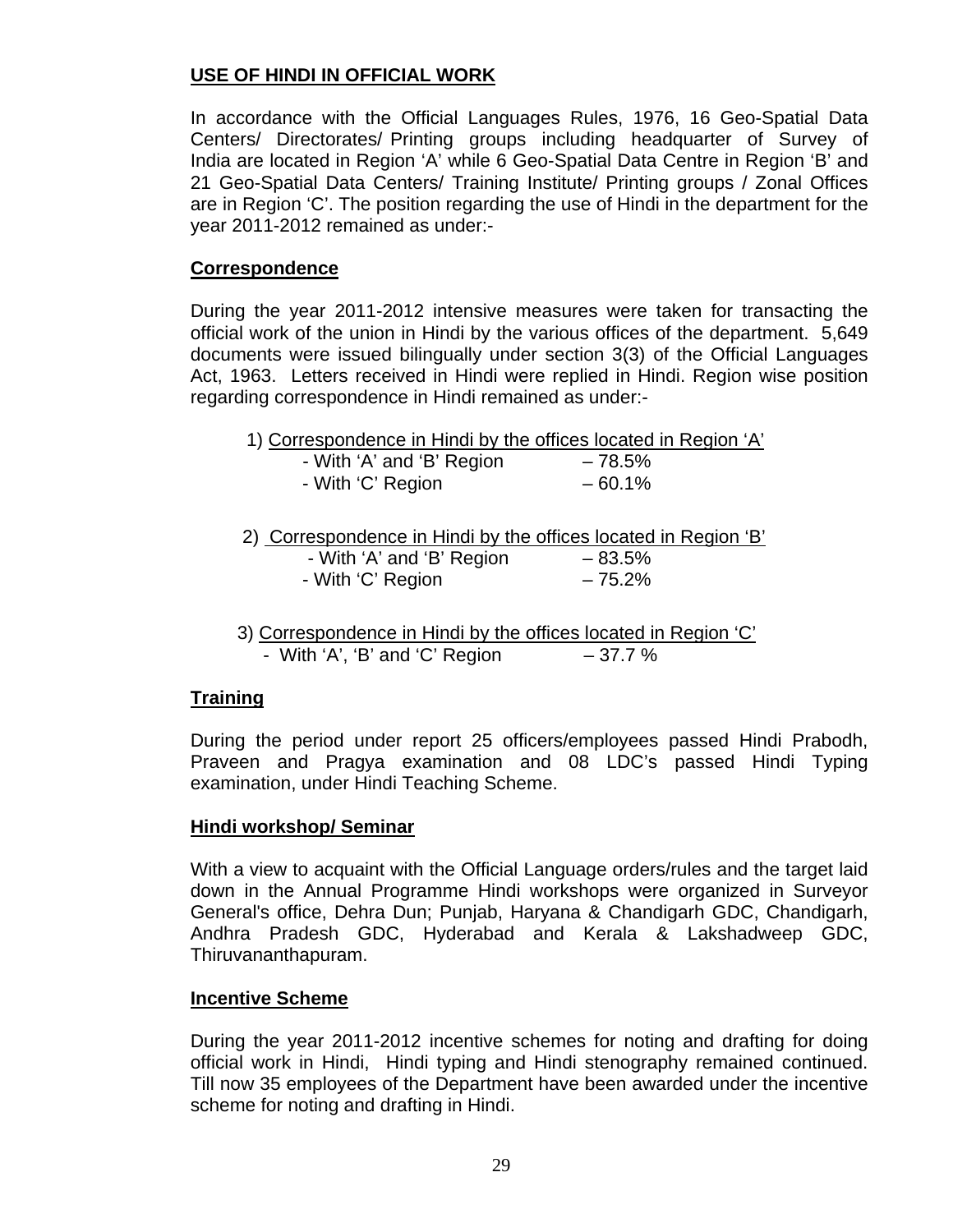## USE OF HINDI IN OFFICIAL WORK

In accordance with the Official Languages Rules, 1976, 16 Geo-Spatial Data Centers/ Directorates/ Printing groups including headquarter of Survey of India are located in Region 'A' while 6 Geo-Spatial Data Centre in Region 'B' and 21 Geo-Spatial Data Centers/ Training Institute/ Printing groups / Zonal Offices are in Region 'C'. The position regarding the use of Hindi in the department for the year 2011-2012 remained as under:-

### Correspondence

During the year 2011-2012 intensive measures were taken for transacting the official work of the union in Hindi by the various offices of the department. 5,649 documents were issued bilingually under section 3(3) of the Official Languages Act, 1963. Letters received in Hindi were replied in Hindi. Region wise position regarding correspondence in Hindi remained as under:-

1) Correspondence in Hindi by the offices located in Region 'A'
   - With 'A' and 'B' Region – 78.5%
   - With 'C' Region – 60.1%

2) Correspondence in Hindi by the offices located in Region 'B'
   - With 'A' and 'B' Region – 83.5%
   - With 'C' Region – 75.2%

3) Correspondence in Hindi by the offices located in Region 'C'
   - With 'A', 'B' and 'C' Region – 37.7 %

### Training

During the period under report 25 officers/employees passed Hindi Prabodh, Praveen and Pragya examination and 08 LDC's passed Hindi Typing examination, under Hindi Teaching Scheme.

### Hindi workshop/ Seminar

With a view to acquaint with the Official Language orders/rules and the target laid down in the Annual Programme Hindi workshops were organized in Surveyor General's office, Dehra Dun; Punjab, Haryana & Chandigarh GDC, Chandigarh, Andhra Pradesh GDC, Hyderabad and Kerala & Lakshadweep GDC, Thiruvananthapuram.

### Incentive Scheme

During the year 2011-2012 incentive schemes for noting and drafting for doing official work in Hindi, Hindi typing and Hindi stenography remained continued. Till now 35 employees of the Department have been awarded under the incentive scheme for noting and drafting in Hindi.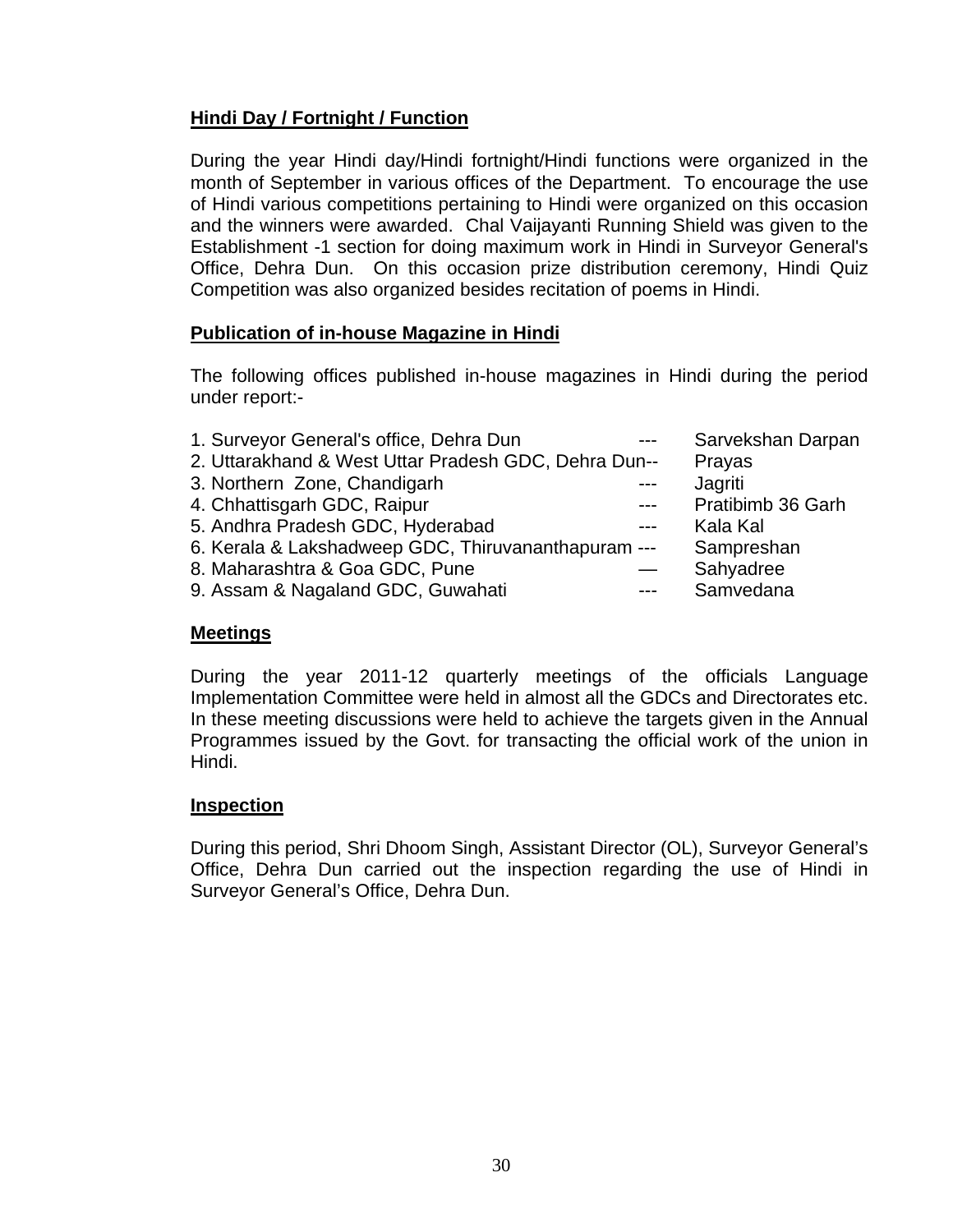**Hindi Day / Fortnight / Function**

During the year Hindi day/Hindi fortnight/Hindi functions were organized in the month of September in various offices of the Department. To encourage the use of Hindi various competitions pertaining to Hindi were organized on this occasion and the winners were awarded. Chal Vaijayanti Running Shield was given to the Establishment -1 section for doing maximum work in Hindi in Surveyor General's Office, Dehra Dun. On this occasion prize distribution ceremony, Hindi Quiz Competition was also organized besides recitation of poems in Hindi.

**Publication of in-house Magazine in Hindi**

The following offices published in-house magazines in Hindi during the period under report:-

1. Surveyor General's office, Dehra Dun --- Sarvekshan Darpan
2. Uttarakhand & West Uttar Pradesh GDC, Dehra Dun-- Prayas
3. Northern Zone, Chandigarh --- Jagriti
4. Chhattisgarh GDC, Raipur --- Pratibimb 36 Garh
5. Andhra Pradesh GDC, Hyderabad --- Kala Kal
6. Kerala & Lakshadweep GDC, Thiruvananthapuram --- Sampreshan
8. Maharashtra & Goa GDC, Pune — Sahyadree
9. Assam & Nagaland GDC, Guwahati --- Samvedana

**Meetings**

During the year 2011-12 quarterly meetings of the officials Language Implementation Committee were held in almost all the GDCs and Directorates etc. In these meeting discussions were held to achieve the targets given in the Annual Programmes issued by the Govt. for transacting the official work of the union in Hindi.

**Inspection**

During this period, Shri Dhoom Singh, Assistant Director (OL), Surveyor General's Office, Dehra Dun carried out the inspection regarding the use of Hindi in Surveyor General's Office, Dehra Dun.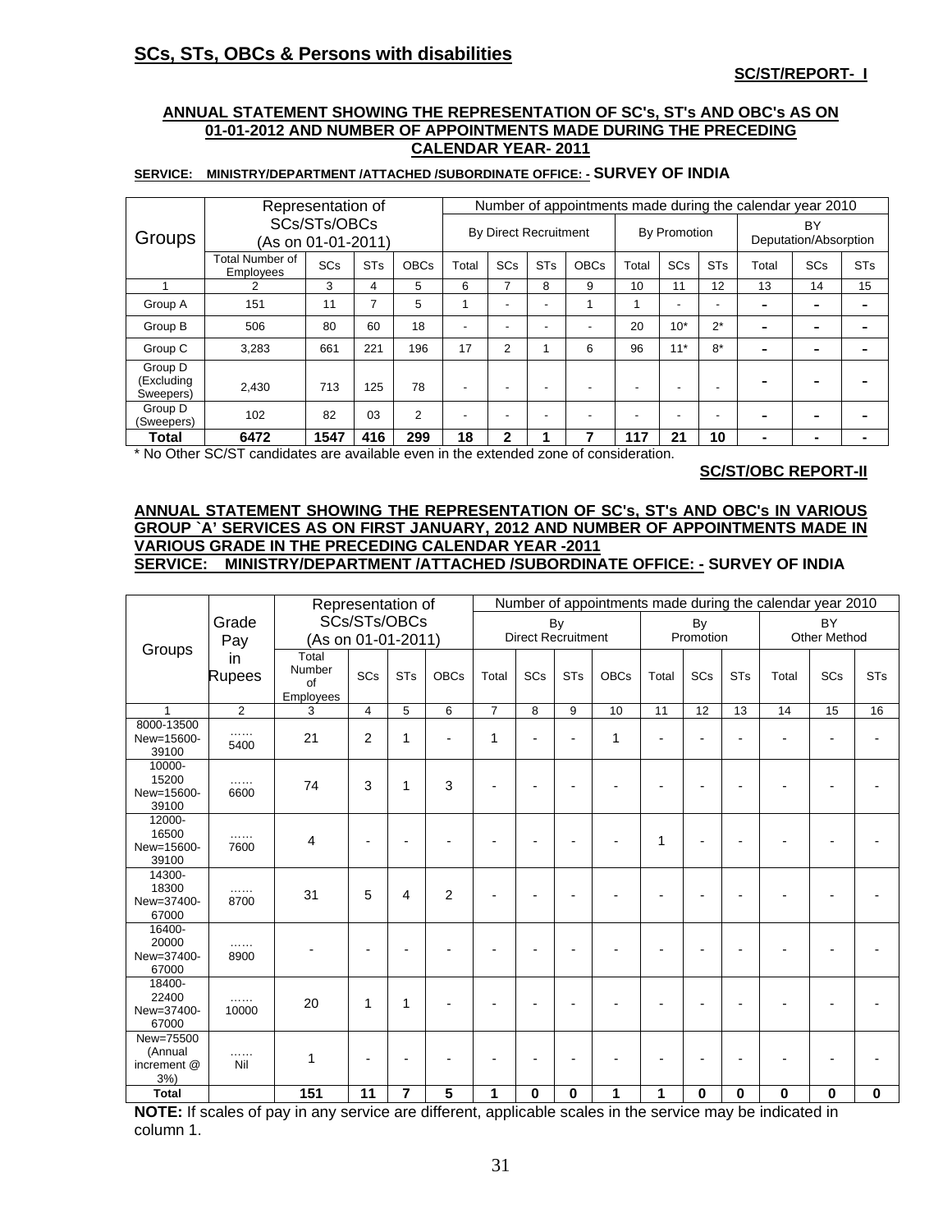## SCs, STs, OBCs & Persons with disabilities

**SC/ST/REPORT- I**

**ANNUAL STATEMENT SHOWING THE REPRESENTATION OF SC's, ST's AND OBC's AS ON 01-01-2012 AND NUMBER OF APPOINTMENTS MADE DURING THE PRECEDING CALENDAR YEAR- 2011**

**SERVICE: MINISTRY/DEPARTMENT /ATTACHED /SUBORDINATE OFFICE: - SURVEY OF INDIA**

| Groups | Representation of SCs/STs/OBCs (As on 01-01-2011) | | | | Number of appointments made during the calendar year 2010 | | | | | | | | | |
|---|---|---|---|---|---|---|---|---|---|---|---|---|---|---|
| | | | | | By Direct Recruitment | | | | By Promotion | | | BY Deputation/Absorption | | |
| | Total Number of Employees | SCs | STs | OBCs | Total | SCs | STs | OBCs | Total | SCs | STs | Total | SCs | STs |
| 1 | 2 | 3 | 4 | 5 | 6 | 7 | 8 | 9 | 10 | 11 | 12 | 13 | 14 | 15 |
| Group A | 151 | 11 | 7 | 5 | 1 | - | - | 1 | 1 | - | - | - | - | - |
| Group B | 506 | 80 | 60 | 18 | - | - | - | - | 20 | 10* | 2* | - | - | - |
| Group C | 3,283 | 661 | 221 | 196 | 17 | 2 | 1 | 6 | 96 | 11* | 8* | - | - | - |
| Group D (Excluding Sweepers) | 2,430 | 713 | 125 | 78 | - | - | - | - | - | - | - | - | - | - |
| Group D (Sweepers) | 102 | 82 | 03 | 2 | - | - | - | - | - | - | - | - | - | - |
| **Total** | **6472** | **1547** | **416** | **299** | **18** | **2** | **1** | **7** | **117** | **21** | **10** | - | - | - |

\* No Other SC/ST candidates are available even in the extended zone of consideration.

**SC/ST/OBC REPORT-II**

**ANNUAL STATEMENT SHOWING THE REPRESENTATION OF SC's, ST's AND OBC's IN VARIOUS GROUP `A' SERVICES AS ON FIRST JANUARY, 2012 AND NUMBER OF APPOINTMENTS MADE IN VARIOUS GRADE IN THE PRECEDING CALENDAR YEAR -2011**
**SERVICE: MINISTRY/DEPARTMENT /ATTACHED /SUBORDINATE OFFICE: - SURVEY OF INDIA**

| Groups | Grade Pay in Rupees | Representation of SCs/STs/OBCs (As on 01-01-2011) | | | | Number of appointments made during the calendar year 2010 | | | | | | | | | |
|---|---|---|---|---|---|---|---|---|---|---|---|---|---|---|---|
| | | | | | | By Direct Recruitment | | | | By Promotion | | | BY Other Method | | |
| | | Total Number of Employees | SCs | STs | OBCs | Total | SCs | STs | OBCs | Total | SCs | STs | Total | SCs | STs |
| 1 | 2 | 3 | 4 | 5 | 6 | 7 | 8 | 9 | 10 | 11 | 12 | 13 | 14 | 15 | 16 |
| 8000-13500 New=15600-39100 | …… 5400 | 21 | 2 | 1 | - | 1 | - | - | 1 | - | - | - | - | - | - |
| 10000-15200 New=15600-39100 | …… 6600 | 74 | 3 | 1 | 3 | - | - | - | - | - | - | - | - | - | - |
| 12000-16500 New=15600-39100 | …… 7600 | 4 | - | - | - | - | - | - | - | 1 | - | - | - | - | - |
| 14300-18300 New=37400-67000 | …… 8700 | 31 | 5 | 4 | 2 | - | - | - | - | - | - | - | - | - | - |
| 16400-20000 New=37400-67000 | …… 8900 | - | - | - | - | - | - | - | - | - | - | - | - | - | - |
| 18400-22400 New=37400-67000 | …… 10000 | 20 | 1 | 1 | - | - | - | - | - | - | - | - | - | - | - |
| New=75500 (Annual increment @ 3%) | …… Nil | 1 | - | - | - | - | - | - | - | - | - | - | - | - | - |
| **Total** | | **151** | **11** | **7** | **5** | **1** | **0** | **0** | **1** | **1** | **0** | **0** | **0** | **0** | **0** |

**NOTE:** If scales of pay in any service are different, applicable scales in the service may be indicated in column 1.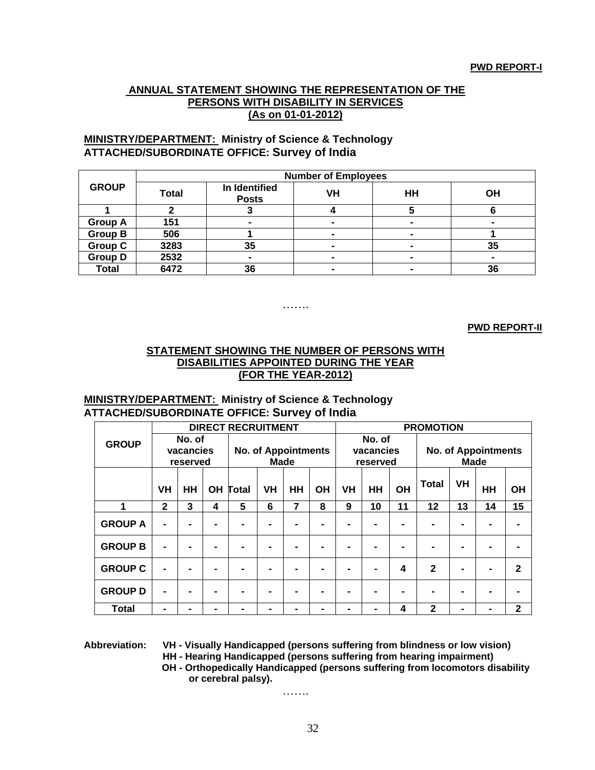**PWD REPORT-I**

## ANNUAL STATEMENT SHOWING THE REPRESENTATION OF THE PERSONS WITH DISABILITY IN SERVICES (As on 01-01-2012)

**MINISTRY/DEPARTMENT: Ministry of Science & Technology**
**ATTACHED/SUBORDINATE OFFICE: Survey of India**

| GROUP | Number of Employees | | | | |
|---|---|---|---|---|---|
| | Total | In Identified Posts | VH | HH | OH |
| 1 | 2 | 3 | 4 | 5 | 6 |
| Group A | 151 | - | - | - | - |
| Group B | 506 | 1 | - | - | 1 |
| Group C | 3283 | 35 | - | - | 35 |
| Group D | 2532 | - | - | - | - |
| Total | 6472 | 36 | - | - | 36 |

…….

**PWD REPORT-II**

## STATEMENT SHOWING THE NUMBER OF PERSONS WITH DISABILITIES APPOINTED DURING THE YEAR (FOR THE YEAR-2012)

**MINISTRY/DEPARTMENT: Ministry of Science & Technology**
**ATTACHED/SUBORDINATE OFFICE: Survey of India**

| GROUP | DIRECT RECRUITMENT | | | | | | | PROMOTION | | | | | | |
|---|---|---|---|---|---|---|---|---|---|---|---|---|---|---|
| | No. of vacancies reserved | | | No. of Appointments Made | | | | No. of vacancies reserved | | | No. of Appointments Made | | | |
| | VH | HH | OH | Total | VH | HH | OH | VH | HH | OH | Total | VH | HH | OH |
| 1 | 2 | 3 | 4 | 5 | 6 | 7 | 8 | 9 | 10 | 11 | 12 | 13 | 14 | 15 |
| GROUP A | - | - | - | - | - | - | - | - | - | - | - | - | - | - |
| GROUP B | - | - | - | - | - | - | - | - | - | - | - | - | - | - |
| GROUP C | - | - | - | - | - | - | - | - | - | 4 | 2 | - | - | 2 |
| GROUP D | - | - | - | - | - | - | - | - | - | - | - | - | - | - |
| Total | - | - | - | - | - | - | - | - | - | 4 | 2 | - | - | 2 |

**Abbreviation:**
**VH - Visually Handicapped (persons suffering from blindness or low vision)**
**HH - Hearing Handicapped (persons suffering from hearing impairment)**
**OH - Orthopedically Handicapped (persons suffering from locomotors disability or cerebral palsy).**

…….